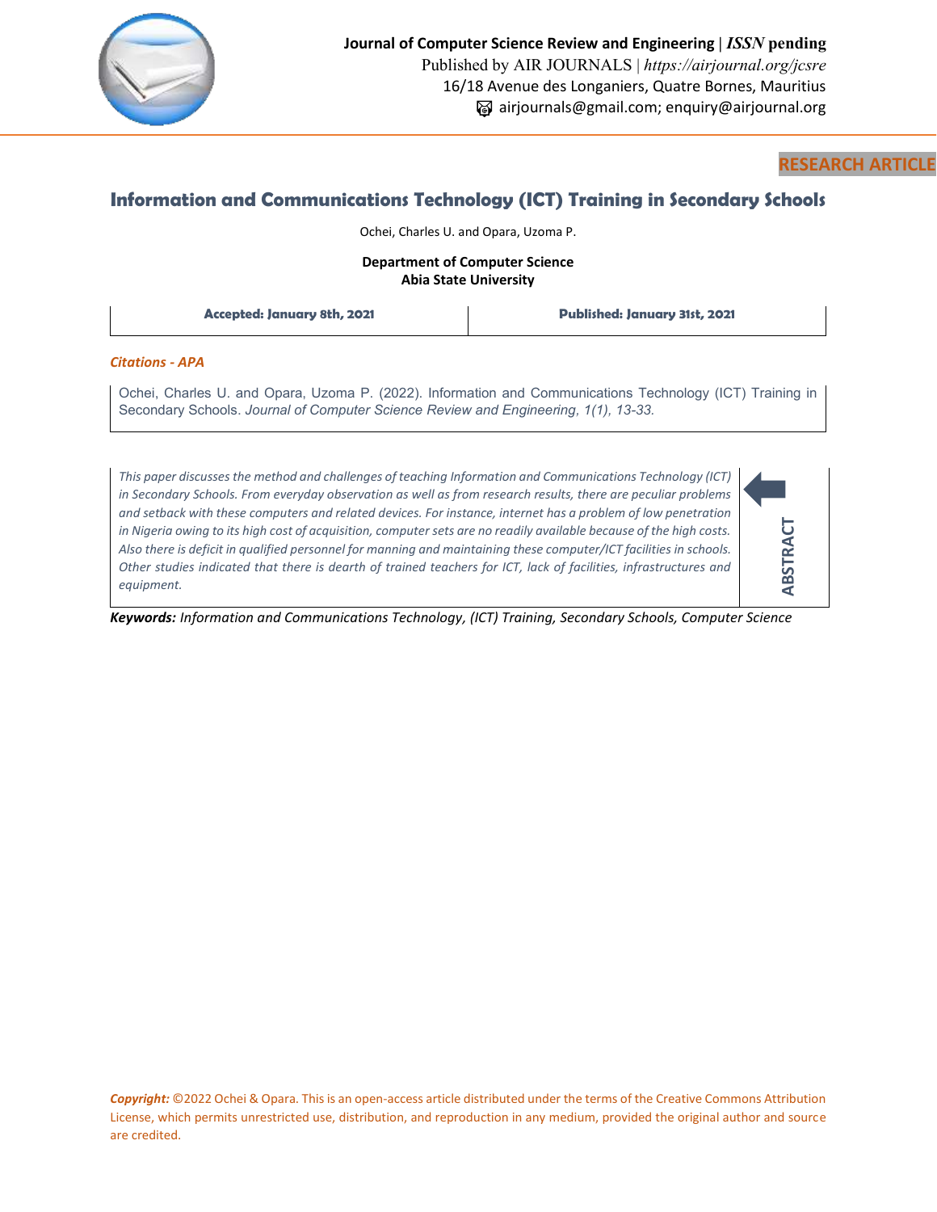**Journal of Computer Science Review and Engineering** | ***ISSN* pending**
Published by AIR JOURNALS | *https://airjournal.org/jcsre*
16/18 Avenue des Longaniers, Quatre Bornes, Mauritius
airjournals@gmail.com; enquiry@airjournal.org

**RESEARCH ARTICLE**

# Information and Communications Technology (ICT) Training in Secondary Schools

Ochei, Charles U. and Opara, Uzoma P.

**Department of Computer Science**
**Abia State University**

| **Accepted: January 8th, 2021** | **Published: January 31st, 2021** |
|---|---|

***Citations - APA***

Ochei, Charles U. and Opara, Uzoma P. (2022). Information and Communications Technology (ICT) Training in Secondary Schools. *Journal of Computer Science Review and Engineering, 1(1), 13-33.*

**ABSTRACT**

*This paper discusses the method and challenges of teaching Information and Communications Technology (ICT) in Secondary Schools. From everyday observation as well as from research results, there are peculiar problems and setback with these computers and related devices. For instance, internet has a problem of low penetration in Nigeria owing to its high cost of acquisition, computer sets are no readily available because of the high costs. Also there is deficit in qualified personnel for manning and maintaining these computer/ICT facilities in schools. Other studies indicated that there is dearth of trained teachers for ICT, lack of facilities, infrastructures and equipment.*

***Keywords:*** *Information and Communications Technology, (ICT) Training, Secondary Schools, Computer Science*

***Copyright:*** ©2022 Ochei & Opara. This is an open-access article distributed under the terms of the Creative Commons Attribution License, which permits unrestricted use, distribution, and reproduction in any medium, provided the original author and source are credited.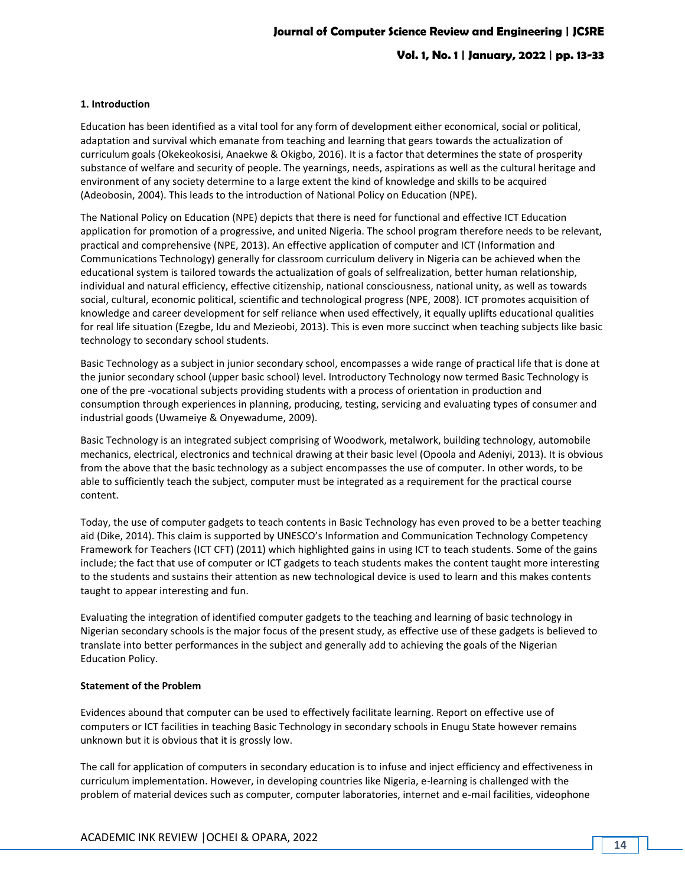## 1. Introduction

Education has been identified as a vital tool for any form of development either economical, social or political, adaptation and survival which emanate from teaching and learning that gears towards the actualization of curriculum goals (Okekeokosisi, Anaekwe & Okigbo, 2016). It is a factor that determines the state of prosperity substance of welfare and security of people. The yearnings, needs, aspirations as well as the cultural heritage and environment of any society determine to a large extent the kind of knowledge and skills to be acquired (Adeobosin, 2004). This leads to the introduction of National Policy on Education (NPE).

The National Policy on Education (NPE) depicts that there is need for functional and effective ICT Education application for promotion of a progressive, and united Nigeria. The school program therefore needs to be relevant, practical and comprehensive (NPE, 2013). An effective application of computer and ICT (Information and Communications Technology) generally for classroom curriculum delivery in Nigeria can be achieved when the educational system is tailored towards the actualization of goals of selfrealization, better human relationship, individual and natural efficiency, effective citizenship, national consciousness, national unity, as well as towards social, cultural, economic political, scientific and technological progress (NPE, 2008). ICT promotes acquisition of knowledge and career development for self reliance when used effectively, it equally uplifts educational qualities for real life situation (Ezegbe, Idu and Mezieobi, 2013). This is even more succinct when teaching subjects like basic technology to secondary school students.

Basic Technology as a subject in junior secondary school, encompasses a wide range of practical life that is done at the junior secondary school (upper basic school) level. Introductory Technology now termed Basic Technology is one of the pre -vocational subjects providing students with a process of orientation in production and consumption through experiences in planning, producing, testing, servicing and evaluating types of consumer and industrial goods (Uwameiye & Onyewadume, 2009).

Basic Technology is an integrated subject comprising of Woodwork, metalwork, building technology, automobile mechanics, electrical, electronics and technical drawing at their basic level (Opoola and Adeniyi, 2013). It is obvious from the above that the basic technology as a subject encompasses the use of computer. In other words, to be able to sufficiently teach the subject, computer must be integrated as a requirement for the practical course content.

Today, the use of computer gadgets to teach contents in Basic Technology has even proved to be a better teaching aid (Dike, 2014). This claim is supported by UNESCO's Information and Communication Technology Competency Framework for Teachers (ICT CFT) (2011) which highlighted gains in using ICT to teach students. Some of the gains include; the fact that use of computer or ICT gadgets to teach students makes the content taught more interesting to the students and sustains their attention as new technological device is used to learn and this makes contents taught to appear interesting and fun.

Evaluating the integration of identified computer gadgets to the teaching and learning of basic technology in Nigerian secondary schools is the major focus of the present study, as effective use of these gadgets is believed to translate into better performances in the subject and generally add to achieving the goals of the Nigerian Education Policy.

### Statement of the Problem

Evidences abound that computer can be used to effectively facilitate learning. Report on effective use of computers or ICT facilities in teaching Basic Technology in secondary schools in Enugu State however remains unknown but it is obvious that it is grossly low.

The call for application of computers in secondary education is to infuse and inject efficiency and effectiveness in curriculum implementation. However, in developing countries like Nigeria, e-learning is challenged with the problem of material devices such as computer, computer laboratories, internet and e-mail facilities, videophone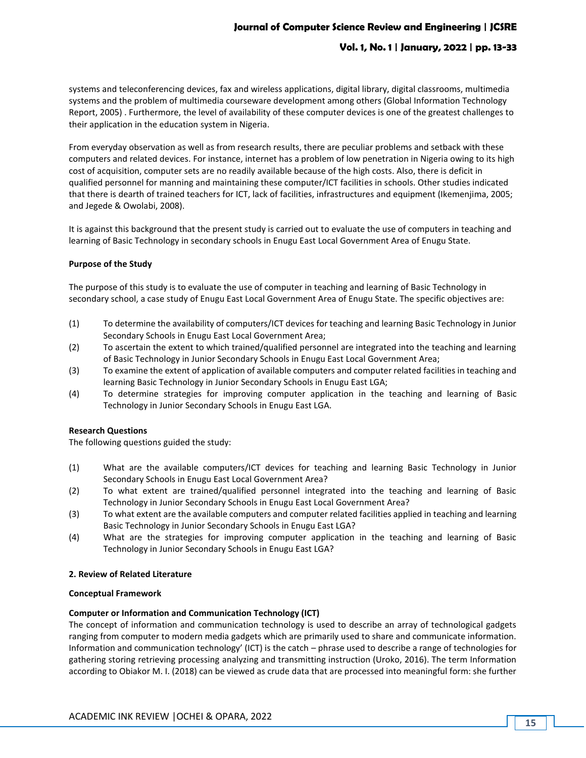systems and teleconferencing devices, fax and wireless applications, digital library, digital classrooms, multimedia systems and the problem of multimedia courseware development among others (Global Information Technology Report, 2005) . Furthermore, the level of availability of these computer devices is one of the greatest challenges to their application in the education system in Nigeria.

From everyday observation as well as from research results, there are peculiar problems and setback with these computers and related devices. For instance, internet has a problem of low penetration in Nigeria owing to its high cost of acquisition, computer sets are no readily available because of the high costs. Also, there is deficit in qualified personnel for manning and maintaining these computer/ICT facilities in schools. Other studies indicated that there is dearth of trained teachers for ICT, lack of facilities, infrastructures and equipment (Ikemenjima, 2005; and Jegede & Owolabi, 2008).

It is against this background that the present study is carried out to evaluate the use of computers in teaching and learning of Basic Technology in secondary schools in Enugu East Local Government Area of Enugu State.

**Purpose of the Study**

The purpose of this study is to evaluate the use of computer in teaching and learning of Basic Technology in secondary school, a case study of Enugu East Local Government Area of Enugu State. The specific objectives are:

(1) To determine the availability of computers/ICT devices for teaching and learning Basic Technology in Junior Secondary Schools in Enugu East Local Government Area;

(2) To ascertain the extent to which trained/qualified personnel are integrated into the teaching and learning of Basic Technology in Junior Secondary Schools in Enugu East Local Government Area;

(3) To examine the extent of application of available computers and computer related facilities in teaching and learning Basic Technology in Junior Secondary Schools in Enugu East LGA;

(4) To determine strategies for improving computer application in the teaching and learning of Basic Technology in Junior Secondary Schools in Enugu East LGA.

**Research Questions**

The following questions guided the study:

(1) What are the available computers/ICT devices for teaching and learning Basic Technology in Junior Secondary Schools in Enugu East Local Government Area?

(2) To what extent are trained/qualified personnel integrated into the teaching and learning of Basic Technology in Junior Secondary Schools in Enugu East Local Government Area?

(3) To what extent are the available computers and computer related facilities applied in teaching and learning Basic Technology in Junior Secondary Schools in Enugu East LGA?

(4) What are the strategies for improving computer application in the teaching and learning of Basic Technology in Junior Secondary Schools in Enugu East LGA?

## 2. Review of Related Literature

### Conceptual Framework

#### Computer or Information and Communication Technology (ICT)

The concept of information and communication technology is used to describe an array of technological gadgets ranging from computer to modern media gadgets which are primarily used to share and communicate information. Information and communication technology' (ICT) is the catch – phrase used to describe a range of technologies for gathering storing retrieving processing analyzing and transmitting instruction (Uroko, 2016). The term Information according to Obiakor M. I. (2018) can be viewed as crude data that are processed into meaningful form: she further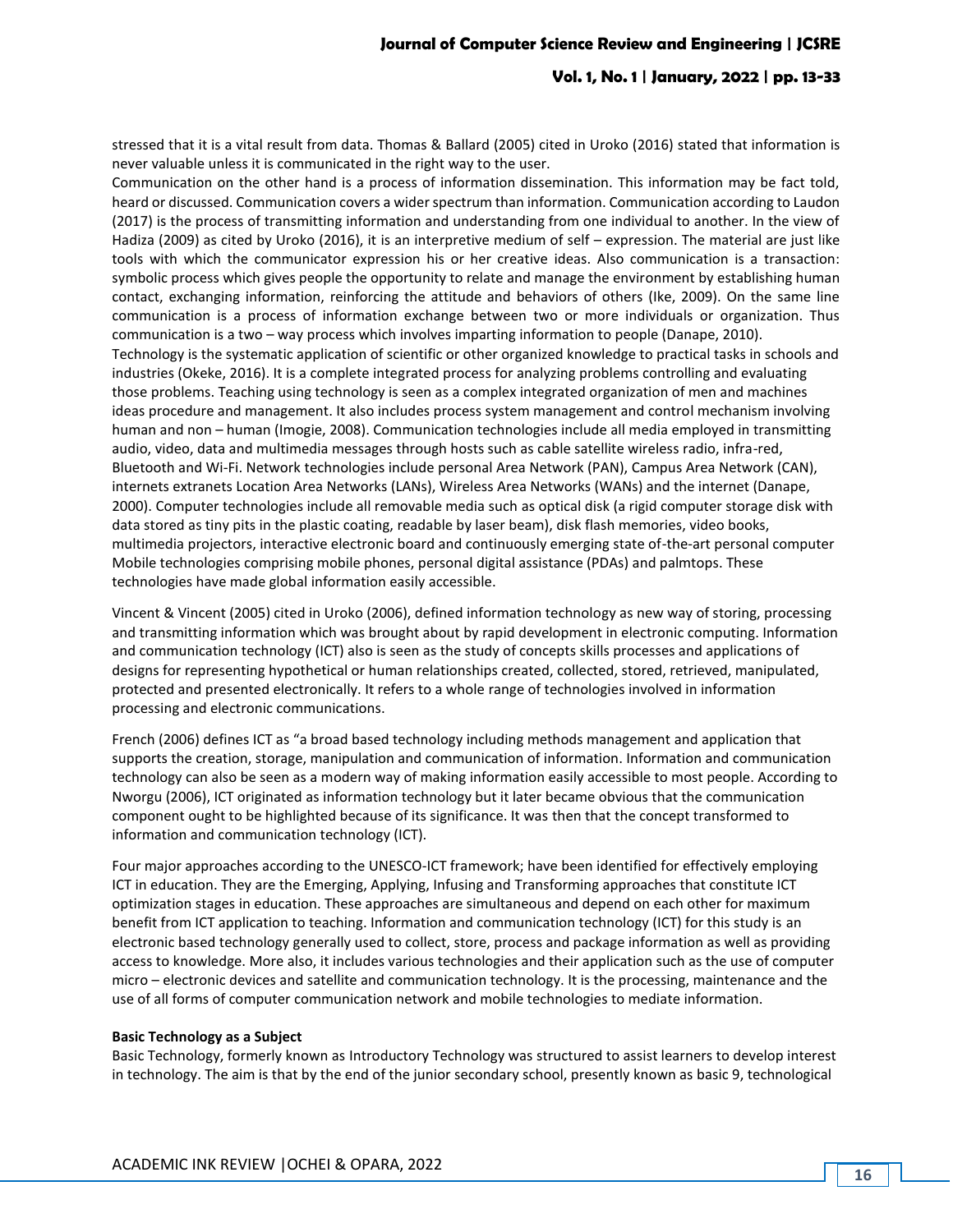stressed that it is a vital result from data. Thomas & Ballard (2005) cited in Uroko (2016) stated that information is never valuable unless it is communicated in the right way to the user.

Communication on the other hand is a process of information dissemination. This information may be fact told, heard or discussed. Communication covers a wider spectrum than information. Communication according to Laudon (2017) is the process of transmitting information and understanding from one individual to another. In the view of Hadiza (2009) as cited by Uroko (2016), it is an interpretive medium of self – expression. The material are just like tools with which the communicator expression his or her creative ideas. Also communication is a transaction: symbolic process which gives people the opportunity to relate and manage the environment by establishing human contact, exchanging information, reinforcing the attitude and behaviors of others (Ike, 2009). On the same line communication is a process of information exchange between two or more individuals or organization. Thus communication is a two – way process which involves imparting information to people (Danape, 2010).

Technology is the systematic application of scientific or other organized knowledge to practical tasks in schools and industries (Okeke, 2016). It is a complete integrated process for analyzing problems controlling and evaluating those problems. Teaching using technology is seen as a complex integrated organization of men and machines ideas procedure and management. It also includes process system management and control mechanism involving human and non – human (Imogie, 2008). Communication technologies include all media employed in transmitting audio, video, data and multimedia messages through hosts such as cable satellite wireless radio, infra-red, Bluetooth and Wi-Fi. Network technologies include personal Area Network (PAN), Campus Area Network (CAN), internets extranets Location Area Networks (LANs), Wireless Area Networks (WANs) and the internet (Danape, 2000). Computer technologies include all removable media such as optical disk (a rigid computer storage disk with data stored as tiny pits in the plastic coating, readable by laser beam), disk flash memories, video books, multimedia projectors, interactive electronic board and continuously emerging state of-the-art personal computer Mobile technologies comprising mobile phones, personal digital assistance (PDAs) and palmtops. These technologies have made global information easily accessible.

Vincent & Vincent (2005) cited in Uroko (2006), defined information technology as new way of storing, processing and transmitting information which was brought about by rapid development in electronic computing. Information and communication technology (ICT) also is seen as the study of concepts skills processes and applications of designs for representing hypothetical or human relationships created, collected, stored, retrieved, manipulated, protected and presented electronically. It refers to a whole range of technologies involved in information processing and electronic communications.

French (2006) defines ICT as "a broad based technology including methods management and application that supports the creation, storage, manipulation and communication of information. Information and communication technology can also be seen as a modern way of making information easily accessible to most people. According to Nworgu (2006), ICT originated as information technology but it later became obvious that the communication component ought to be highlighted because of its significance. It was then that the concept transformed to information and communication technology (ICT).

Four major approaches according to the UNESCO-ICT framework; have been identified for effectively employing ICT in education. They are the Emerging, Applying, Infusing and Transforming approaches that constitute ICT optimization stages in education. These approaches are simultaneous and depend on each other for maximum benefit from ICT application to teaching. Information and communication technology (ICT) for this study is an electronic based technology generally used to collect, store, process and package information as well as providing access to knowledge. More also, it includes various technologies and their application such as the use of computer micro – electronic devices and satellite and communication technology. It is the processing, maintenance and the use of all forms of computer communication network and mobile technologies to mediate information.

**Basic Technology as a Subject**

Basic Technology, formerly known as Introductory Technology was structured to assist learners to develop interest in technology. The aim is that by the end of the junior secondary school, presently known as basic 9, technological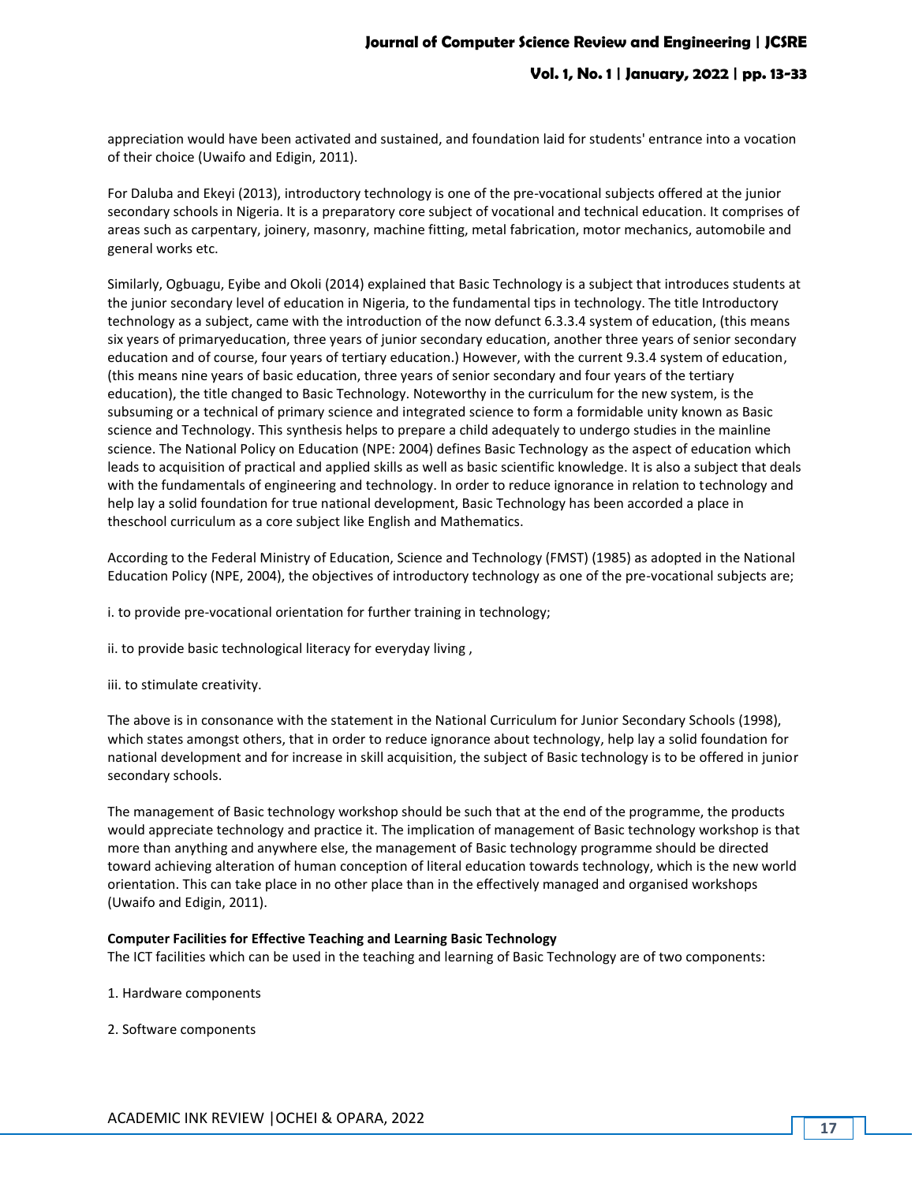appreciation would have been activated and sustained, and foundation laid for students' entrance into a vocation of their choice (Uwaifo and Edigin, 2011).

For Daluba and Ekeyi (2013), introductory technology is one of the pre-vocational subjects offered at the junior secondary schools in Nigeria. It is a preparatory core subject of vocational and technical education. It comprises of areas such as carpentary, joinery, masonry, machine fitting, metal fabrication, motor mechanics, automobile and general works etc.

Similarly, Ogbuagu, Eyibe and Okoli (2014) explained that Basic Technology is a subject that introduces students at the junior secondary level of education in Nigeria, to the fundamental tips in technology. The title Introductory technology as a subject, came with the introduction of the now defunct 6.3.3.4 system of education, (this means six years of primaryeducation, three years of junior secondary education, another three years of senior secondary education and of course, four years of tertiary education.) However, with the current 9.3.4 system of education, (this means nine years of basic education, three years of senior secondary and four years of the tertiary education), the title changed to Basic Technology. Noteworthy in the curriculum for the new system, is the subsuming or a technical of primary science and integrated science to form a formidable unity known as Basic science and Technology. This synthesis helps to prepare a child adequately to undergo studies in the mainline science. The National Policy on Education (NPE: 2004) defines Basic Technology as the aspect of education which leads to acquisition of practical and applied skills as well as basic scientific knowledge. It is also a subject that deals with the fundamentals of engineering and technology. In order to reduce ignorance in relation to technology and help lay a solid foundation for true national development, Basic Technology has been accorded a place in theschool curriculum as a core subject like English and Mathematics.

According to the Federal Ministry of Education, Science and Technology (FMST) (1985) as adopted in the National Education Policy (NPE, 2004), the objectives of introductory technology as one of the pre-vocational subjects are;

i. to provide pre-vocational orientation for further training in technology;

ii. to provide basic technological literacy for everyday living ,

iii. to stimulate creativity.

The above is in consonance with the statement in the National Curriculum for Junior Secondary Schools (1998), which states amongst others, that in order to reduce ignorance about technology, help lay a solid foundation for national development and for increase in skill acquisition, the subject of Basic technology is to be offered in junior secondary schools.

The management of Basic technology workshop should be such that at the end of the programme, the products would appreciate technology and practice it. The implication of management of Basic technology workshop is that more than anything and anywhere else, the management of Basic technology programme should be directed toward achieving alteration of human conception of literal education towards technology, which is the new world orientation. This can take place in no other place than in the effectively managed and organised workshops (Uwaifo and Edigin, 2011).

**Computer Facilities for Effective Teaching and Learning Basic Technology**

The ICT facilities which can be used in the teaching and learning of Basic Technology are of two components:

1. Hardware components

2. Software components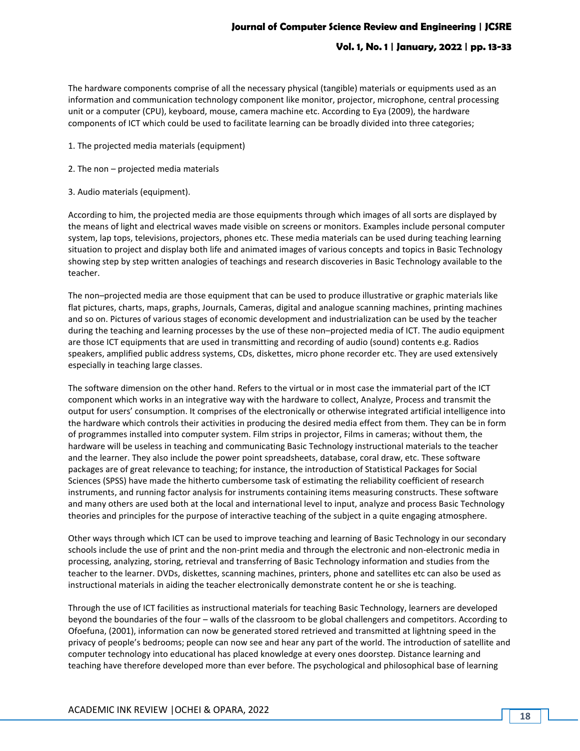The hardware components comprise of all the necessary physical (tangible) materials or equipments used as an information and communication technology component like monitor, projector, microphone, central processing unit or a computer (CPU), keyboard, mouse, camera machine etc. According to Eya (2009), the hardware components of ICT which could be used to facilitate learning can be broadly divided into three categories;

1. The projected media materials (equipment)

2. The non – projected media materials

3. Audio materials (equipment).

According to him, the projected media are those equipments through which images of all sorts are displayed by the means of light and electrical waves made visible on screens or monitors. Examples include personal computer system, lap tops, televisions, projectors, phones etc. These media materials can be used during teaching learning situation to project and display both life and animated images of various concepts and topics in Basic Technology showing step by step written analogies of teachings and research discoveries in Basic Technology available to the teacher.

The non–projected media are those equipment that can be used to produce illustrative or graphic materials like flat pictures, charts, maps, graphs, Journals, Cameras, digital and analogue scanning machines, printing machines and so on. Pictures of various stages of economic development and industrialization can be used by the teacher during the teaching and learning processes by the use of these non–projected media of ICT. The audio equipment are those ICT equipments that are used in transmitting and recording of audio (sound) contents e.g. Radios speakers, amplified public address systems, CDs, diskettes, micro phone recorder etc. They are used extensively especially in teaching large classes.

The software dimension on the other hand. Refers to the virtual or in most case the immaterial part of the ICT component which works in an integrative way with the hardware to collect, Analyze, Process and transmit the output for users' consumption. It comprises of the electronically or otherwise integrated artificial intelligence into the hardware which controls their activities in producing the desired media effect from them. They can be in form of programmes installed into computer system. Film strips in projector, Films in cameras; without them, the hardware will be useless in teaching and communicating Basic Technology instructional materials to the teacher and the learner. They also include the power point spreadsheets, database, coral draw, etc. These software packages are of great relevance to teaching; for instance, the introduction of Statistical Packages for Social Sciences (SPSS) have made the hitherto cumbersome task of estimating the reliability coefficient of research instruments, and running factor analysis for instruments containing items measuring constructs. These software and many others are used both at the local and international level to input, analyze and process Basic Technology theories and principles for the purpose of interactive teaching of the subject in a quite engaging atmosphere.

Other ways through which ICT can be used to improve teaching and learning of Basic Technology in our secondary schools include the use of print and the non-print media and through the electronic and non-electronic media in processing, analyzing, storing, retrieval and transferring of Basic Technology information and studies from the teacher to the learner. DVDs, diskettes, scanning machines, printers, phone and satellites etc can also be used as instructional materials in aiding the teacher electronically demonstrate content he or she is teaching.

Through the use of ICT facilities as instructional materials for teaching Basic Technology, learners are developed beyond the boundaries of the four – walls of the classroom to be global challengers and competitors. According to Ofoefuna, (2001), information can now be generated stored retrieved and transmitted at lightning speed in the privacy of people's bedrooms; people can now see and hear any part of the world. The introduction of satellite and computer technology into educational has placed knowledge at every ones doorstep. Distance learning and teaching have therefore developed more than ever before. The psychological and philosophical base of learning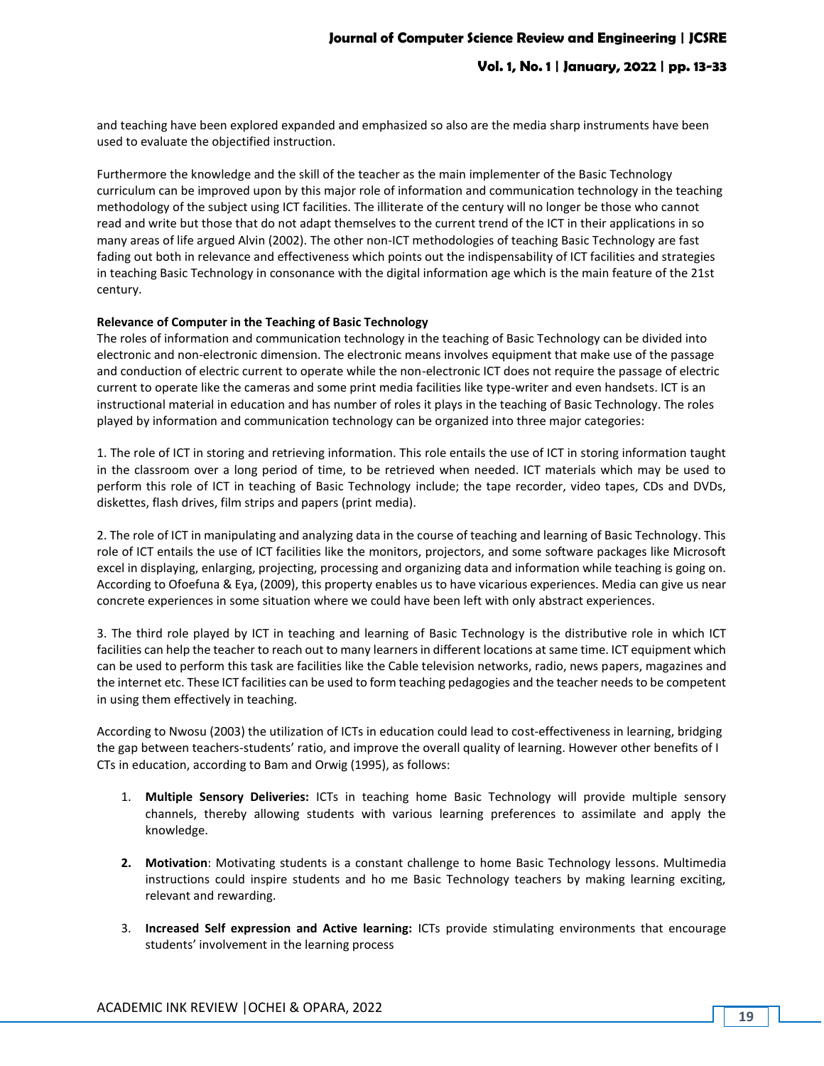and teaching have been explored expanded and emphasized so also are the media sharp instruments have been used to evaluate the objectified instruction.

Furthermore the knowledge and the skill of the teacher as the main implementer of the Basic Technology curriculum can be improved upon by this major role of information and communication technology in the teaching methodology of the subject using ICT facilities. The illiterate of the century will no longer be those who cannot read and write but those that do not adapt themselves to the current trend of the ICT in their applications in so many areas of life argued Alvin (2002). The other non-ICT methodologies of teaching Basic Technology are fast fading out both in relevance and effectiveness which points out the indispensability of ICT facilities and strategies in teaching Basic Technology in consonance with the digital information age which is the main feature of the 21st century.

**Relevance of Computer in the Teaching of Basic Technology**

The roles of information and communication technology in the teaching of Basic Technology can be divided into electronic and non-electronic dimension. The electronic means involves equipment that make use of the passage and conduction of electric current to operate while the non-electronic ICT does not require the passage of electric current to operate like the cameras and some print media facilities like type-writer and even handsets. ICT is an instructional material in education and has number of roles it plays in the teaching of Basic Technology. The roles played by information and communication technology can be organized into three major categories:

1. The role of ICT in storing and retrieving information. This role entails the use of ICT in storing information taught in the classroom over a long period of time, to be retrieved when needed. ICT materials which may be used to perform this role of ICT in teaching of Basic Technology include; the tape recorder, video tapes, CDs and DVDs, diskettes, flash drives, film strips and papers (print media).

2. The role of ICT in manipulating and analyzing data in the course of teaching and learning of Basic Technology. This role of ICT entails the use of ICT facilities like the monitors, projectors, and some software packages like Microsoft excel in displaying, enlarging, projecting, processing and organizing data and information while teaching is going on. According to Ofoefuna & Eya, (2009), this property enables us to have vicarious experiences. Media can give us near concrete experiences in some situation where we could have been left with only abstract experiences.

3. The third role played by ICT in teaching and learning of Basic Technology is the distributive role in which ICT facilities can help the teacher to reach out to many learners in different locations at same time. ICT equipment which can be used to perform this task are facilities like the Cable television networks, radio, news papers, magazines and the internet etc. These ICT facilities can be used to form teaching pedagogies and the teacher needs to be competent in using them effectively in teaching.

According to Nwosu (2003) the utilization of ICTs in education could lead to cost-effectiveness in learning, bridging the gap between teachers-students' ratio, and improve the overall quality of learning. However other benefits of I CTs in education, according to Bam and Orwig (1995), as follows:

1. **Multiple Sensory Deliveries:** ICTs in teaching home Basic Technology will provide multiple sensory channels, thereby allowing students with various learning preferences to assimilate and apply the knowledge.

2. **Motivation**: Motivating students is a constant challenge to home Basic Technology lessons. Multimedia instructions could inspire students and ho me Basic Technology teachers by making learning exciting, relevant and rewarding.

3. **Increased Self expression and Active learning:** ICTs provide stimulating environments that encourage students' involvement in the learning process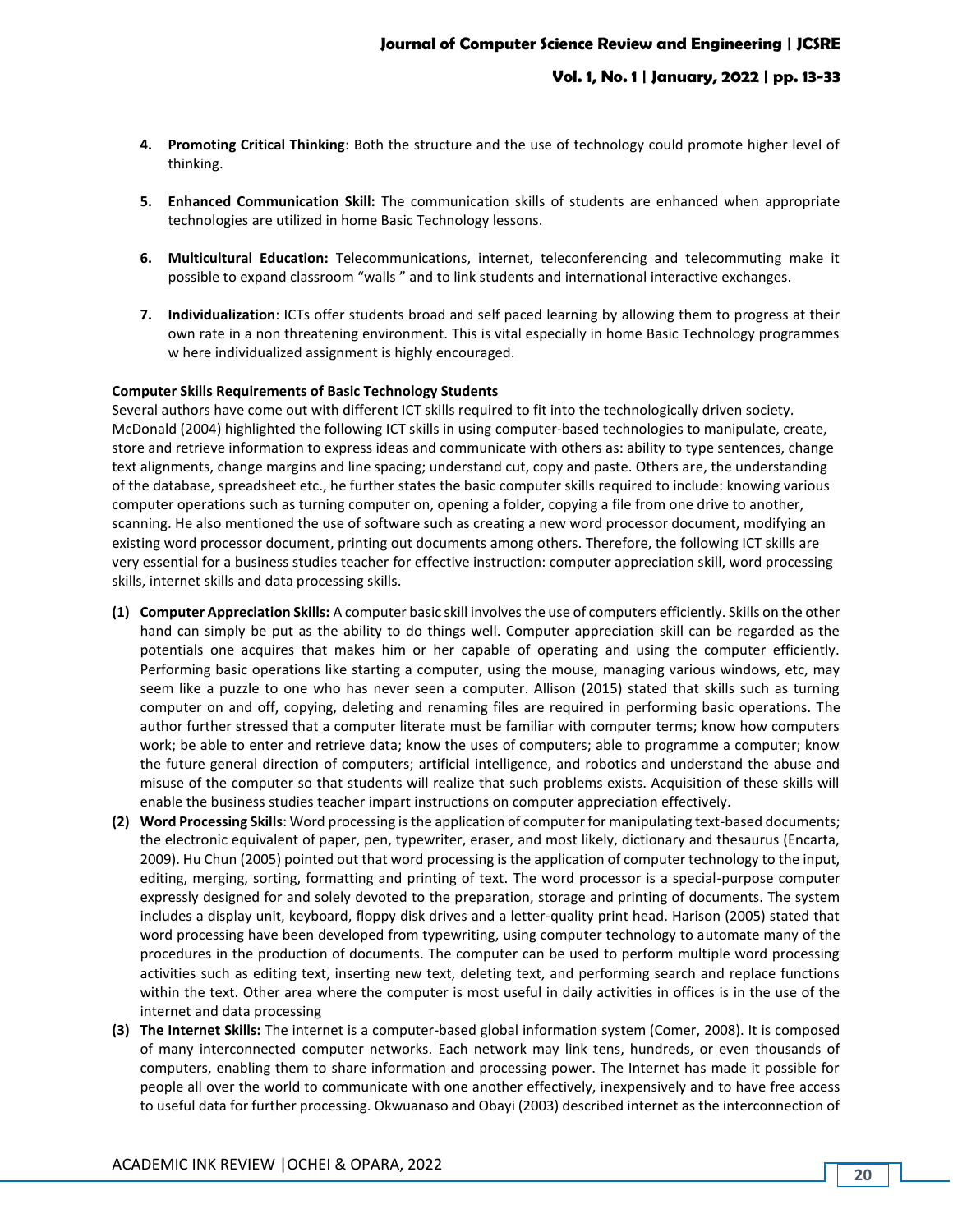4. **Promoting Critical Thinking**: Both the structure and the use of technology could promote higher level of thinking.

5. **Enhanced Communication Skill:** The communication skills of students are enhanced when appropriate technologies are utilized in home Basic Technology lessons.

6. **Multicultural Education:** Telecommunications, internet, teleconferencing and telecommuting make it possible to expand classroom "walls " and to link students and international interactive exchanges.

7. **Individualization**: ICTs offer students broad and self paced learning by allowing them to progress at their own rate in a non threatening environment. This is vital especially in home Basic Technology programmes w here individualized assignment is highly encouraged.

**Computer Skills Requirements of Basic Technology Students**

Several authors have come out with different ICT skills required to fit into the technologically driven society. McDonald (2004) highlighted the following ICT skills in using computer-based technologies to manipulate, create, store and retrieve information to express ideas and communicate with others as: ability to type sentences, change text alignments, change margins and line spacing; understand cut, copy and paste. Others are, the understanding of the database, spreadsheet etc., he further states the basic computer skills required to include: knowing various computer operations such as turning computer on, opening a folder, copying a file from one drive to another, scanning. He also mentioned the use of software such as creating a new word processor document, modifying an existing word processor document, printing out documents among others. Therefore, the following ICT skills are very essential for a business studies teacher for effective instruction: computer appreciation skill, word processing skills, internet skills and data processing skills.

**(1) Computer Appreciation Skills:** A computer basic skill involves the use of computers efficiently. Skills on the other hand can simply be put as the ability to do things well. Computer appreciation skill can be regarded as the potentials one acquires that makes him or her capable of operating and using the computer efficiently. Performing basic operations like starting a computer, using the mouse, managing various windows, etc, may seem like a puzzle to one who has never seen a computer. Allison (2015) stated that skills such as turning computer on and off, copying, deleting and renaming files are required in performing basic operations. The author further stressed that a computer literate must be familiar with computer terms; know how computers work; be able to enter and retrieve data; know the uses of computers; able to programme a computer; know the future general direction of computers; artificial intelligence, and robotics and understand the abuse and misuse of the computer so that students will realize that such problems exists. Acquisition of these skills will enable the business studies teacher impart instructions on computer appreciation effectively.

**(2) Word Processing Skills**: Word processing is the application of computer for manipulating text-based documents; the electronic equivalent of paper, pen, typewriter, eraser, and most likely, dictionary and thesaurus (Encarta, 2009). Hu Chun (2005) pointed out that word processing is the application of computer technology to the input, editing, merging, sorting, formatting and printing of text. The word processor is a special-purpose computer expressly designed for and solely devoted to the preparation, storage and printing of documents. The system includes a display unit, keyboard, floppy disk drives and a letter-quality print head. Harison (2005) stated that word processing have been developed from typewriting, using computer technology to automate many of the procedures in the production of documents. The computer can be used to perform multiple word processing activities such as editing text, inserting new text, deleting text, and performing search and replace functions within the text. Other area where the computer is most useful in daily activities in offices is in the use of the internet and data processing

**(3) The Internet Skills:** The internet is a computer-based global information system (Comer, 2008). It is composed of many interconnected computer networks. Each network may link tens, hundreds, or even thousands of computers, enabling them to share information and processing power. The Internet has made it possible for people all over the world to communicate with one another effectively, inexpensively and to have free access to useful data for further processing. Okwuanaso and Obayi (2003) described internet as the interconnection of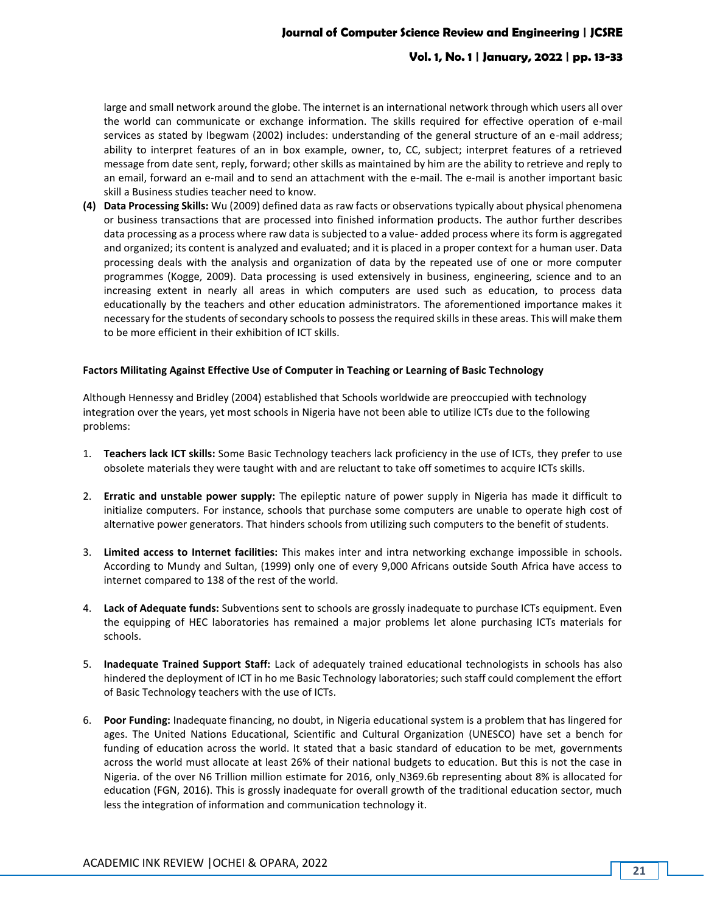large and small network around the globe. The internet is an international network through which users all over the world can communicate or exchange information. The skills required for effective operation of e-mail services as stated by Ibegwam (2002) includes: understanding of the general structure of an e-mail address; ability to interpret features of an in box example, owner, to, CC, subject; interpret features of a retrieved message from date sent, reply, forward; other skills as maintained by him are the ability to retrieve and reply to an email, forward an e-mail and to send an attachment with the e-mail. The e-mail is another important basic skill a Business studies teacher need to know.

**(4) Data Processing Skills:** Wu (2009) defined data as raw facts or observations typically about physical phenomena or business transactions that are processed into finished information products. The author further describes data processing as a process where raw data is subjected to a value- added process where its form is aggregated and organized; its content is analyzed and evaluated; and it is placed in a proper context for a human user. Data processing deals with the analysis and organization of data by the repeated use of one or more computer programmes (Kogge, 2009). Data processing is used extensively in business, engineering, science and to an increasing extent in nearly all areas in which computers are used such as education, to process data educationally by the teachers and other education administrators. The aforementioned importance makes it necessary for the students of secondary schools to possess the required skills in these areas. This will make them to be more efficient in their exhibition of ICT skills.

**Factors Militating Against Effective Use of Computer in Teaching or Learning of Basic Technology**

Although Hennessy and Bridley (2004) established that Schools worldwide are preoccupied with technology integration over the years, yet most schools in Nigeria have not been able to utilize ICTs due to the following problems:

1. **Teachers lack ICT skills:** Some Basic Technology teachers lack proficiency in the use of ICTs, they prefer to use obsolete materials they were taught with and are reluctant to take off sometimes to acquire ICTs skills.

2. **Erratic and unstable power supply:** The epileptic nature of power supply in Nigeria has made it difficult to initialize computers. For instance, schools that purchase some computers are unable to operate high cost of alternative power generators. That hinders schools from utilizing such computers to the benefit of students.

3. **Limited access to Internet facilities:** This makes inter and intra networking exchange impossible in schools. According to Mundy and Sultan, (1999) only one of every 9,000 Africans outside South Africa have access to internet compared to 138 of the rest of the world.

4. **Lack of Adequate funds:** Subventions sent to schools are grossly inadequate to purchase ICTs equipment. Even the equipping of HEC laboratories has remained a major problems let alone purchasing ICTs materials for schools.

5. **Inadequate Trained Support Staff:** Lack of adequately trained educational technologists in schools has also hindered the deployment of ICT in ho me Basic Technology laboratories; such staff could complement the effort of Basic Technology teachers with the use of ICTs.

6. **Poor Funding:** Inadequate financing, no doubt, in Nigeria educational system is a problem that has lingered for ages. The United Nations Educational, Scientific and Cultural Organization (UNESCO) have set a bench for funding of education across the world. It stated that a basic standard of education to be met, governments across the world must allocate at least 26% of their national budgets to education. But this is not the case in Nigeria. of the over N6 Trillion million estimate for 2016, only N369.6b representing about 8% is allocated for education (FGN, 2016). This is grossly inadequate for overall growth of the traditional education sector, much less the integration of information and communication technology it.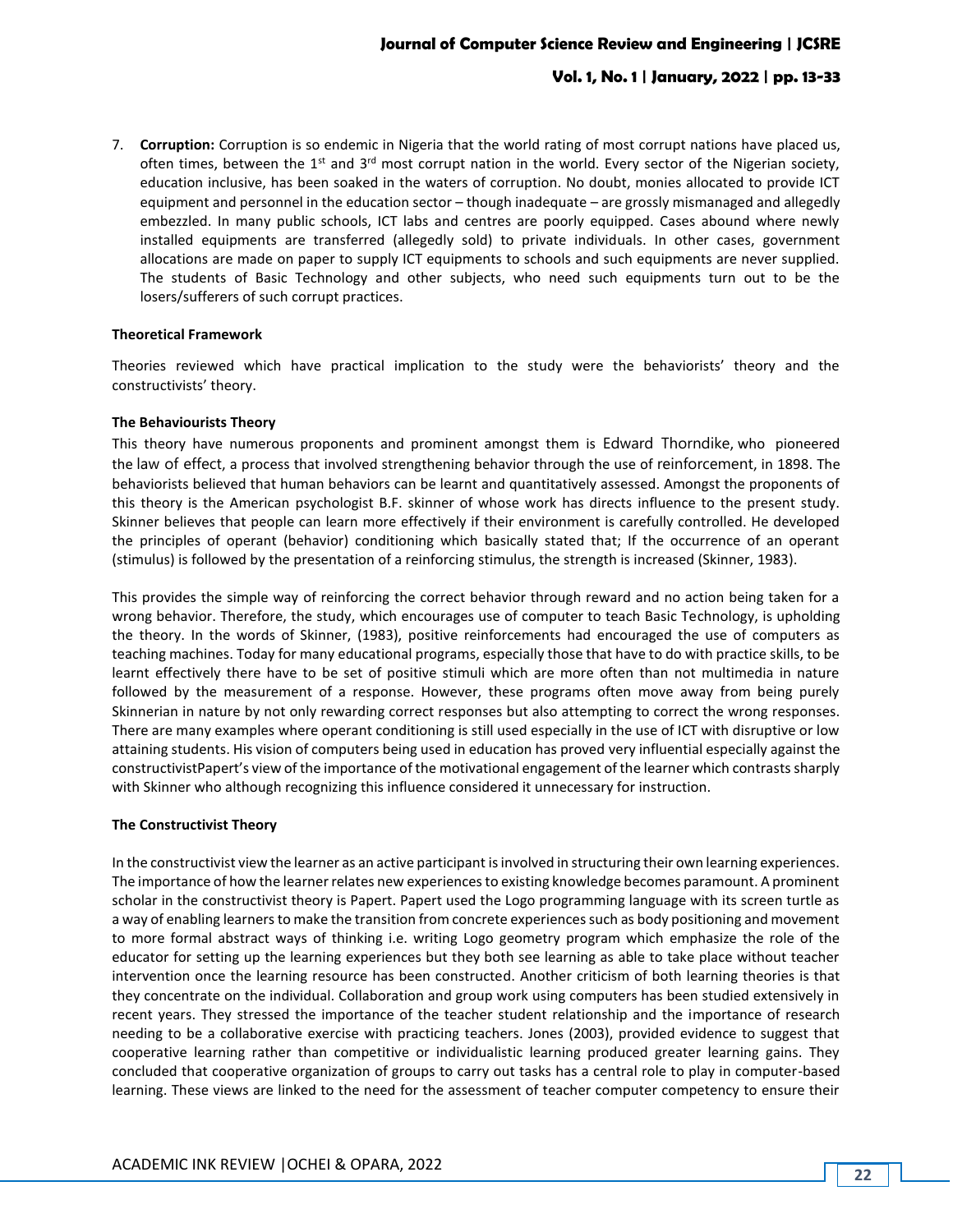7. **Corruption:** Corruption is so endemic in Nigeria that the world rating of most corrupt nations have placed us, often times, between the 1st and 3rd most corrupt nation in the world. Every sector of the Nigerian society, education inclusive, has been soaked in the waters of corruption. No doubt, monies allocated to provide ICT equipment and personnel in the education sector – though inadequate – are grossly mismanaged and allegedly embezzled. In many public schools, ICT labs and centres are poorly equipped. Cases abound where newly installed equipments are transferred (allegedly sold) to private individuals. In other cases, government allocations are made on paper to supply ICT equipments to schools and such equipments are never supplied. The students of Basic Technology and other subjects, who need such equipments turn out to be the losers/sufferers of such corrupt practices.

**Theoretical Framework**

Theories reviewed which have practical implication to the study were the behaviorists' theory and the constructivists' theory.

**The Behaviourists Theory**

This theory have numerous proponents and prominent amongst them is Edward Thorndike, who pioneered the law of effect, a process that involved strengthening behavior through the use of reinforcement, in 1898. The behaviorists believed that human behaviors can be learnt and quantitatively assessed. Amongst the proponents of this theory is the American psychologist B.F. skinner of whose work has directs influence to the present study. Skinner believes that people can learn more effectively if their environment is carefully controlled. He developed the principles of operant (behavior) conditioning which basically stated that; If the occurrence of an operant (stimulus) is followed by the presentation of a reinforcing stimulus, the strength is increased (Skinner, 1983).

This provides the simple way of reinforcing the correct behavior through reward and no action being taken for a wrong behavior. Therefore, the study, which encourages use of computer to teach Basic Technology, is upholding the theory. In the words of Skinner, (1983), positive reinforcements had encouraged the use of computers as teaching machines. Today for many educational programs, especially those that have to do with practice skills, to be learnt effectively there have to be set of positive stimuli which are more often than not multimedia in nature followed by the measurement of a response. However, these programs often move away from being purely Skinnerian in nature by not only rewarding correct responses but also attempting to correct the wrong responses. There are many examples where operant conditioning is still used especially in the use of ICT with disruptive or low attaining students. His vision of computers being used in education has proved very influential especially against the constructivistPapert's view of the importance of the motivational engagement of the learner which contrasts sharply with Skinner who although recognizing this influence considered it unnecessary for instruction.

**The Constructivist Theory**

In the constructivist view the learner as an active participant is involved in structuring their own learning experiences. The importance of how the learner relates new experiences to existing knowledge becomes paramount. A prominent scholar in the constructivist theory is Papert. Papert used the Logo programming language with its screen turtle as a way of enabling learners to make the transition from concrete experiences such as body positioning and movement to more formal abstract ways of thinking i.e. writing Logo geometry program which emphasize the role of the educator for setting up the learning experiences but they both see learning as able to take place without teacher intervention once the learning resource has been constructed. Another criticism of both learning theories is that they concentrate on the individual. Collaboration and group work using computers has been studied extensively in recent years. They stressed the importance of the teacher student relationship and the importance of research needing to be a collaborative exercise with practicing teachers. Jones (2003), provided evidence to suggest that cooperative learning rather than competitive or individualistic learning produced greater learning gains. They concluded that cooperative organization of groups to carry out tasks has a central role to play in computer-based learning. These views are linked to the need for the assessment of teacher computer competency to ensure their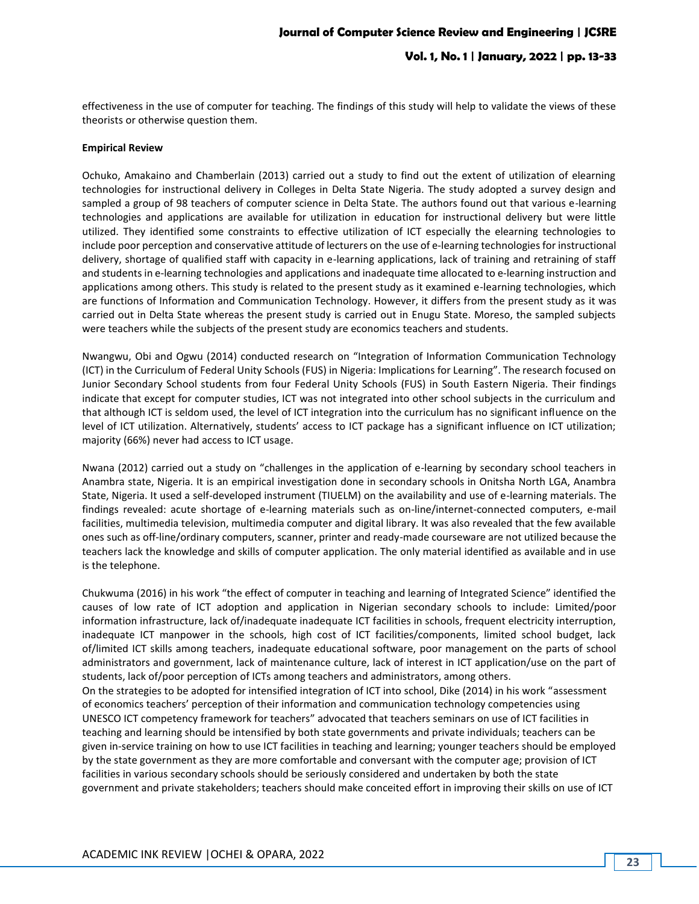effectiveness in the use of computer for teaching. The findings of this study will help to validate the views of these theorists or otherwise question them.

**Empirical Review**

Ochuko, Amakaino and Chamberlain (2013) carried out a study to find out the extent of utilization of elearning technologies for instructional delivery in Colleges in Delta State Nigeria. The study adopted a survey design and sampled a group of 98 teachers of computer science in Delta State. The authors found out that various e-learning technologies and applications are available for utilization in education for instructional delivery but were little utilized. They identified some constraints to effective utilization of ICT especially the elearning technologies to include poor perception and conservative attitude of lecturers on the use of e-learning technologies for instructional delivery, shortage of qualified staff with capacity in e-learning applications, lack of training and retraining of staff and students in e-learning technologies and applications and inadequate time allocated to e-learning instruction and applications among others. This study is related to the present study as it examined e-learning technologies, which are functions of Information and Communication Technology. However, it differs from the present study as it was carried out in Delta State whereas the present study is carried out in Enugu State. Moreso, the sampled subjects were teachers while the subjects of the present study are economics teachers and students.

Nwangwu, Obi and Ogwu (2014) conducted research on "Integration of Information Communication Technology (ICT) in the Curriculum of Federal Unity Schools (FUS) in Nigeria: Implications for Learning". The research focused on Junior Secondary School students from four Federal Unity Schools (FUS) in South Eastern Nigeria. Their findings indicate that except for computer studies, ICT was not integrated into other school subjects in the curriculum and that although ICT is seldom used, the level of ICT integration into the curriculum has no significant influence on the level of ICT utilization. Alternatively, students' access to ICT package has a significant influence on ICT utilization; majority (66%) never had access to ICT usage.

Nwana (2012) carried out a study on "challenges in the application of e-learning by secondary school teachers in Anambra state, Nigeria. It is an empirical investigation done in secondary schools in Onitsha North LGA, Anambra State, Nigeria. It used a self-developed instrument (TIUELM) on the availability and use of e-learning materials. The findings revealed: acute shortage of e-learning materials such as on-line/internet-connected computers, e-mail facilities, multimedia television, multimedia computer and digital library. It was also revealed that the few available ones such as off-line/ordinary computers, scanner, printer and ready-made courseware are not utilized because the teachers lack the knowledge and skills of computer application. The only material identified as available and in use is the telephone.

Chukwuma (2016) in his work "the effect of computer in teaching and learning of Integrated Science" identified the causes of low rate of ICT adoption and application in Nigerian secondary schools to include: Limited/poor information infrastructure, lack of/inadequate inadequate ICT facilities in schools, frequent electricity interruption, inadequate ICT manpower in the schools, high cost of ICT facilities/components, limited school budget, lack of/limited ICT skills among teachers, inadequate educational software, poor management on the parts of school administrators and government, lack of maintenance culture, lack of interest in ICT application/use on the part of students, lack of/poor perception of ICTs among teachers and administrators, among others.

On the strategies to be adopted for intensified integration of ICT into school, Dike (2014) in his work "assessment of economics teachers' perception of their information and communication technology competencies using UNESCO ICT competency framework for teachers" advocated that teachers seminars on use of ICT facilities in teaching and learning should be intensified by both state governments and private individuals; teachers can be given in-service training on how to use ICT facilities in teaching and learning; younger teachers should be employed by the state government as they are more comfortable and conversant with the computer age; provision of ICT facilities in various secondary schools should be seriously considered and undertaken by both the state government and private stakeholders; teachers should make conceited effort in improving their skills on use of ICT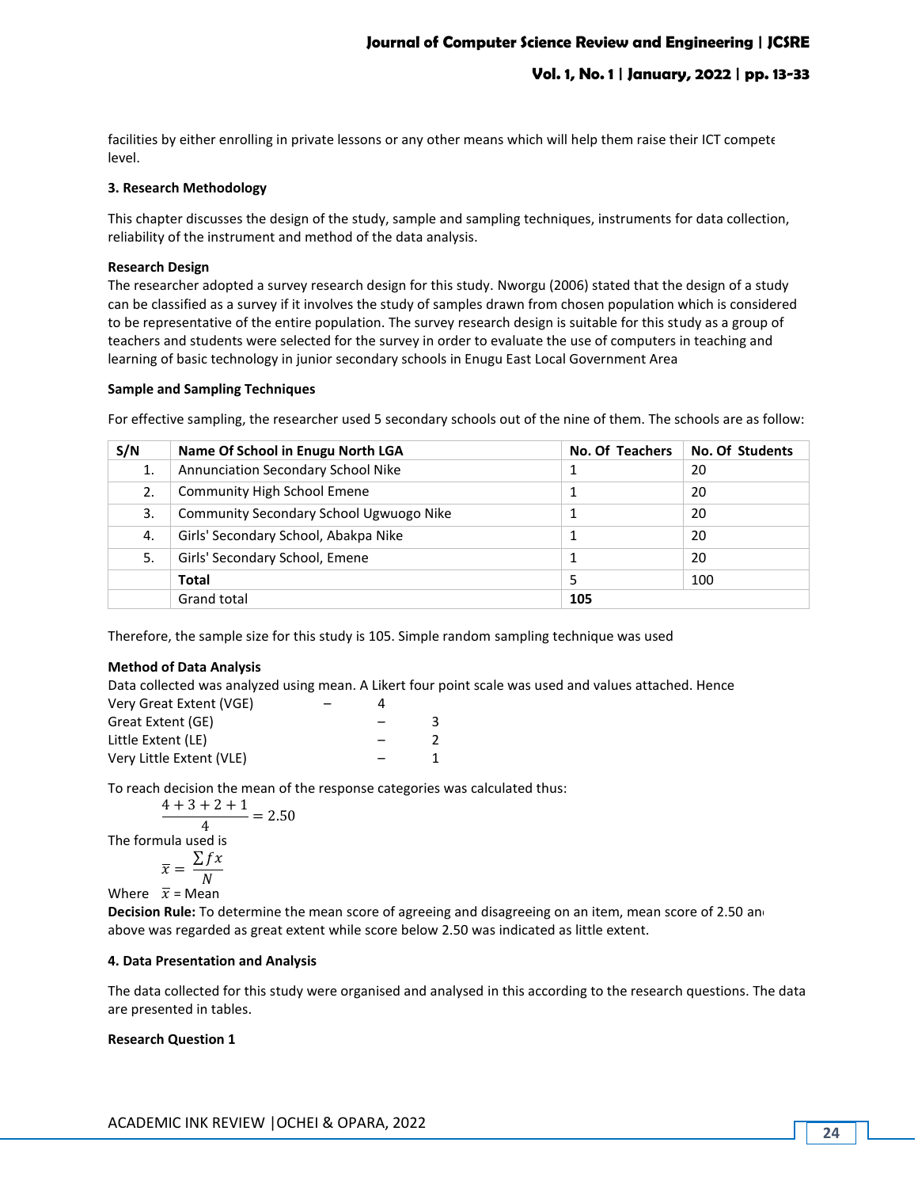facilities by either enrolling in private lessons or any other means which will help them raise their ICT compete level.

## 3. Research Methodology

This chapter discusses the design of the study, sample and sampling techniques, instruments for data collection, reliability of the instrument and method of the data analysis.

### Research Design

The researcher adopted a survey research design for this study. Nworgu (2006) stated that the design of a study can be classified as a survey if it involves the study of samples drawn from chosen population which is considered to be representative of the entire population. The survey research design is suitable for this study as a group of teachers and students were selected for the survey in order to evaluate the use of computers in teaching and learning of basic technology in junior secondary schools in Enugu East Local Government Area

### Sample and Sampling Techniques

For effective sampling, the researcher used 5 secondary schools out of the nine of them. The schools are as follow:

| S/N | Name Of School in Enugu North LGA | No. Of Teachers | No. Of Students |
|---|---|---|---|
| 1. | Annunciation Secondary School Nike | 1 | 20 |
| 2. | Community High School Emene | 1 | 20 |
| 3. | Community Secondary School Ugwuogo Nike | 1 | 20 |
| 4. | Girls' Secondary School, Abakpa Nike | 1 | 20 |
| 5. | Girls' Secondary School, Emene | 1 | 20 |
| | **Total** | 5 | 100 |
| | Grand total | **105** | |

Therefore, the sample size for this study is 105. Simple random sampling technique was used

### Method of Data Analysis

Data collected was analyzed using mean. A Likert four point scale was used and values attached. Hence

Very Great Extent (VGE) – 4
Great Extent (GE) – 3
Little Extent (LE) – 2
Very Little Extent (VLE) – 1

To reach decision the mean of the response categories was calculated thus:

$$\frac{4+3+2+1}{4} = 2.50$$

The formula used is

$$\bar{x} = \frac{\sum fx}{N}$$

Where $\bar{x}$ = Mean

**Decision Rule:** To determine the mean score of agreeing and disagreeing on an item, mean score of 2.50 and above was regarded as great extent while score below 2.50 was indicated as little extent.

## 4. Data Presentation and Analysis

The data collected for this study were organised and analysed in this according to the research questions. The data are presented in tables.

### Research Question 1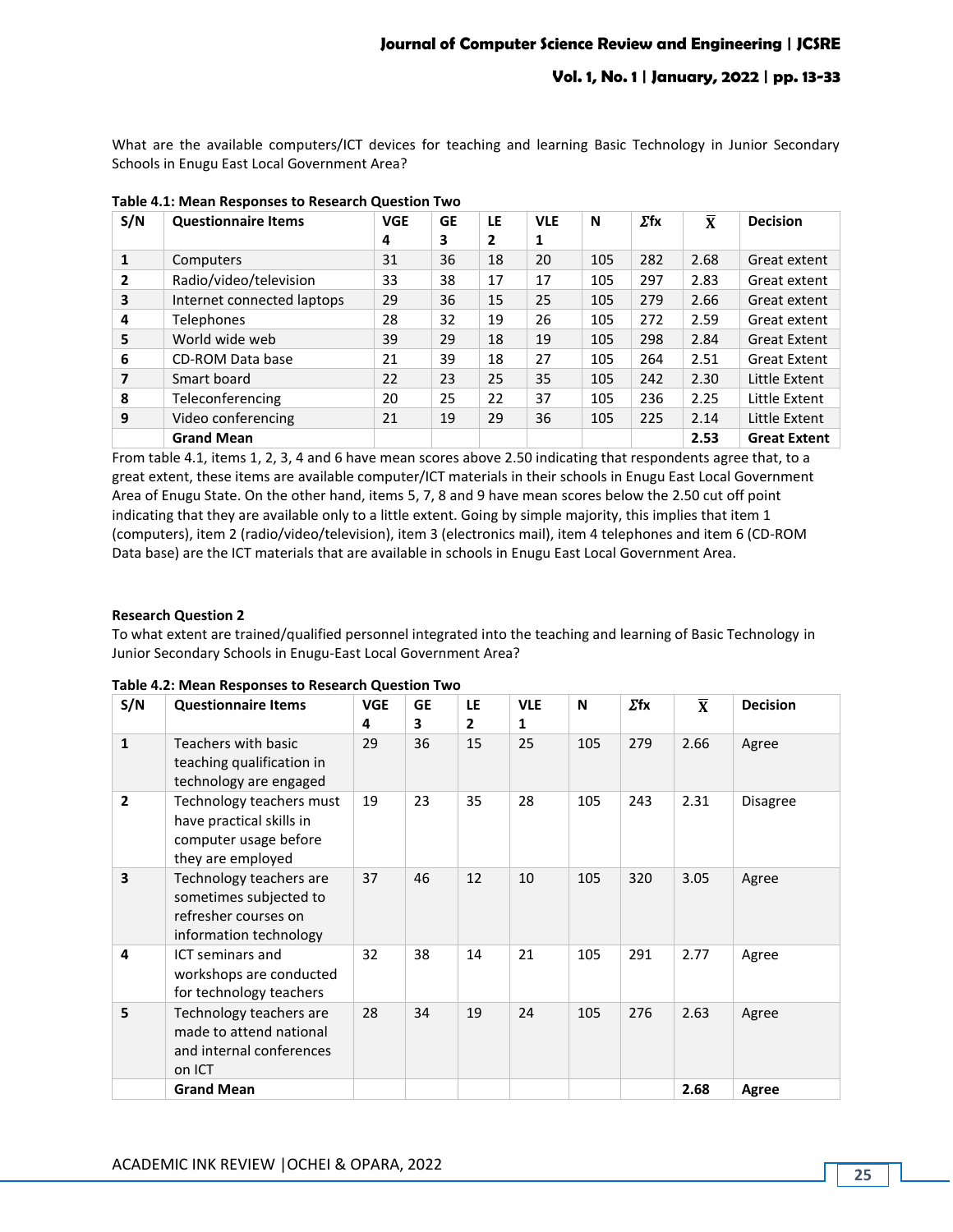What are the available computers/ICT devices for teaching and learning Basic Technology in Junior Secondary Schools in Enugu East Local Government Area?

**Table 4.1: Mean Responses to Research Question Two**

| S/N | Questionnaire Items | VGE 4 | GE 3 | LE 2 | VLE 1 | N | Σfx | $\overline{X}$ | Decision |
|---|---|---|---|---|---|---|---|---|---|
| 1 | Computers | 31 | 36 | 18 | 20 | 105 | 282 | 2.68 | Great extent |
| 2 | Radio/video/television | 33 | 38 | 17 | 17 | 105 | 297 | 2.83 | Great extent |
| 3 | Internet connected laptops | 29 | 36 | 15 | 25 | 105 | 279 | 2.66 | Great extent |
| 4 | Telephones | 28 | 32 | 19 | 26 | 105 | 272 | 2.59 | Great extent |
| 5 | World wide web | 39 | 29 | 18 | 19 | 105 | 298 | 2.84 | Great Extent |
| 6 | CD-ROM Data base | 21 | 39 | 18 | 27 | 105 | 264 | 2.51 | Great Extent |
| 7 | Smart board | 22 | 23 | 25 | 35 | 105 | 242 | 2.30 | Little Extent |
| 8 | Teleconferencing | 20 | 25 | 22 | 37 | 105 | 236 | 2.25 | Little Extent |
| 9 | Video conferencing | 21 | 19 | 29 | 36 | 105 | 225 | 2.14 | Little Extent |
| | **Grand Mean** | | | | | | | **2.53** | **Great Extent** |

From table 4.1, items 1, 2, 3, 4 and 6 have mean scores above 2.50 indicating that respondents agree that, to a great extent, these items are available computer/ICT materials in their schools in Enugu East Local Government Area of Enugu State. On the other hand, items 5, 7, 8 and 9 have mean scores below the 2.50 cut off point indicating that they are available only to a little extent. Going by simple majority, this implies that item 1 (computers), item 2 (radio/video/television), item 3 (electronics mail), item 4 telephones and item 6 (CD-ROM Data base) are the ICT materials that are available in schools in Enugu East Local Government Area.

**Research Question 2**

To what extent are trained/qualified personnel integrated into the teaching and learning of Basic Technology in Junior Secondary Schools in Enugu-East Local Government Area?

**Table 4.2: Mean Responses to Research Question Two**

| S/N | Questionnaire Items | VGE 4 | GE 3 | LE 2 | VLE 1 | N | Σfx | $\overline{X}$ | Decision |
|---|---|---|---|---|---|---|---|---|---|
| 1 | Teachers with basic teaching qualification in technology are engaged | 29 | 36 | 15 | 25 | 105 | 279 | 2.66 | Agree |
| 2 | Technology teachers must have practical skills in computer usage before they are employed | 19 | 23 | 35 | 28 | 105 | 243 | 2.31 | Disagree |
| 3 | Technology teachers are sometimes subjected to refresher courses on information technology | 37 | 46 | 12 | 10 | 105 | 320 | 3.05 | Agree |
| 4 | ICT seminars and workshops are conducted for technology teachers | 32 | 38 | 14 | 21 | 105 | 291 | 2.77 | Agree |
| 5 | Technology teachers are made to attend national and internal conferences on ICT | 28 | 34 | 19 | 24 | 105 | 276 | 2.63 | Agree |
| | **Grand Mean** | | | | | | | **2.68** | **Agree** |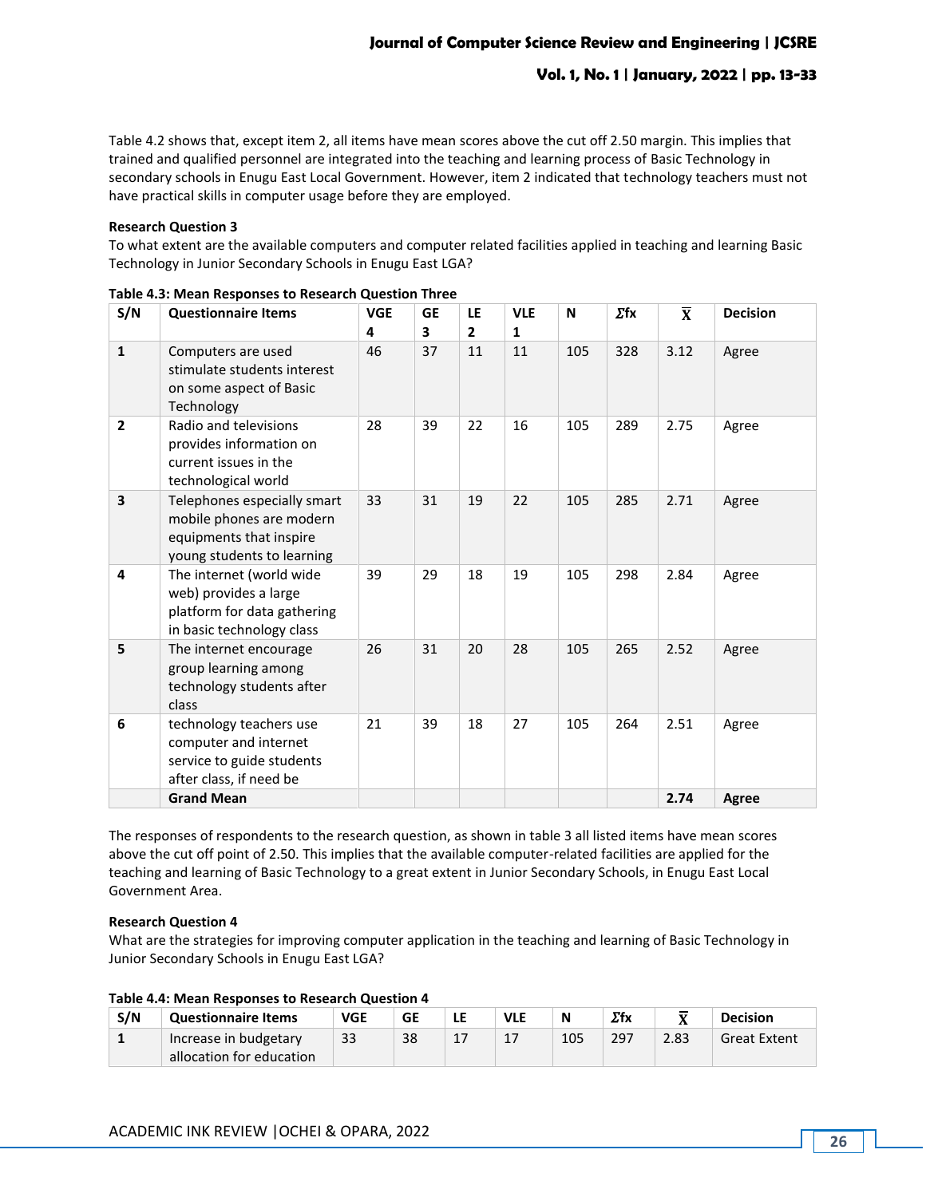Table 4.2 shows that, except item 2, all items have mean scores above the cut off 2.50 margin. This implies that trained and qualified personnel are integrated into the teaching and learning process of Basic Technology in secondary schools in Enugu East Local Government. However, item 2 indicated that technology teachers must not have practical skills in computer usage before they are employed.

**Research Question 3**

To what extent are the available computers and computer related facilities applied in teaching and learning Basic Technology in Junior Secondary Schools in Enugu East LGA?

**Table 4.3: Mean Responses to Research Question Three**

| S/N | Questionnaire Items | VGE 4 | GE 3 | LE 2 | VLE 1 | N | Σfx | $\bar{X}$ | Decision |
|---|---|---|---|---|---|---|---|---|---|
| **1** | Computers are used stimulate students interest on some aspect of Basic Technology | 46 | 37 | 11 | 11 | 105 | 328 | 3.12 | Agree |
| **2** | Radio and televisions provides information on current issues in the technological world | 28 | 39 | 22 | 16 | 105 | 289 | 2.75 | Agree |
| **3** | Telephones especially smart mobile phones are modern equipments that inspire young students to learning | 33 | 31 | 19 | 22 | 105 | 285 | 2.71 | Agree |
| **4** | The internet (world wide web) provides a large platform for data gathering in basic technology class | 39 | 29 | 18 | 19 | 105 | 298 | 2.84 | Agree |
| **5** | The internet encourage group learning among technology students after class | 26 | 31 | 20 | 28 | 105 | 265 | 2.52 | Agree |
| **6** | technology teachers use computer and internet service to guide students after class, if need be | 21 | 39 | 18 | 27 | 105 | 264 | 2.51 | Agree |
| | **Grand Mean** | | | | | | | **2.74** | **Agree** |

The responses of respondents to the research question, as shown in table 3 all listed items have mean scores above the cut off point of 2.50. This implies that the available computer-related facilities are applied for the teaching and learning of Basic Technology to a great extent in Junior Secondary Schools, in Enugu East Local Government Area.

**Research Question 4**

What are the strategies for improving computer application in the teaching and learning of Basic Technology in Junior Secondary Schools in Enugu East LGA?

**Table 4.4: Mean Responses to Research Question 4**

| S/N | Questionnaire Items | VGE | GE | LE | VLE | N | Σfx | $\bar{X}$ | Decision |
|---|---|---|---|---|---|---|---|---|---|
| **1** | Increase in budgetary allocation for education | 33 | 38 | 17 | 17 | 105 | 297 | 2.83 | Great Extent |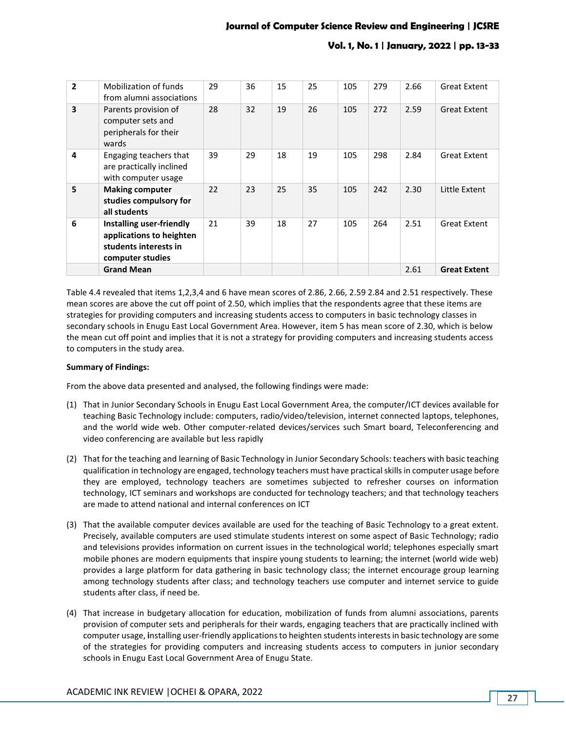| 2 | Mobilization of funds from alumni associations | 29 | 36 | 15 | 25 | 105 | 279 | 2.66 | Great Extent |
|---|---|---|---|---|---|---|---|---|---|
| 3 | Parents provision of computer sets and peripherals for their wards | 28 | 32 | 19 | 26 | 105 | 272 | 2.59 | Great Extent |
| 4 | Engaging teachers that are practically inclined with computer usage | 39 | 29 | 18 | 19 | 105 | 298 | 2.84 | Great Extent |
| 5 | **Making computer studies compulsory for all students** | 22 | 23 | 25 | 35 | 105 | 242 | 2.30 | Little Extent |
| 6 | **Installing user-friendly applications to heighten students interests in computer studies** | 21 | 39 | 18 | 27 | 105 | 264 | 2.51 | Great Extent |
| | **Grand Mean** | | | | | | | 2.61 | **Great Extent** |

Table 4.4 revealed that items 1,2,3,4 and 6 have mean scores of 2.86, 2.66, 2.59 2.84 and 2.51 respectively. These mean scores are above the cut off point of 2.50, which implies that the respondents agree that these items are strategies for providing computers and increasing students access to computers in basic technology classes in secondary schools in Enugu East Local Government Area. However, item 5 has mean score of 2.30, which is below the mean cut off point and implies that it is not a strategy for providing computers and increasing students access to computers in the study area.

**Summary of Findings:**

From the above data presented and analysed, the following findings were made:

(1) That in Junior Secondary Schools in Enugu East Local Government Area, the computer/ICT devices available for teaching Basic Technology include: computers, radio/video/television, internet connected laptops, telephones, and the world wide web. Other computer-related devices/services such Smart board, Teleconferencing and video conferencing are available but less rapidly

(2) That for the teaching and learning of Basic Technology in Junior Secondary Schools: teachers with basic teaching qualification in technology are engaged, technology teachers must have practical skills in computer usage before they are employed, technology teachers are sometimes subjected to refresher courses on information technology, ICT seminars and workshops are conducted for technology teachers; and that technology teachers are made to attend national and internal conferences on ICT

(3) That the available computer devices available are used for the teaching of Basic Technology to a great extent. Precisely, available computers are used stimulate students interest on some aspect of Basic Technology; radio and televisions provides information on current issues in the technological world; telephones especially smart mobile phones are modern equipments that inspire young students to learning; the internet (world wide web) provides a large platform for data gathering in basic technology class; the internet encourage group learning among technology students after class; and technology teachers use computer and internet service to guide students after class, if need be.

(4) That increase in budgetary allocation for education, mobilization of funds from alumni associations, parents provision of computer sets and peripherals for their wards, engaging teachers that are practically inclined with computer usage, installing user-friendly applications to heighten students interests in basic technology are some of the strategies for providing computers and increasing students access to computers in junior secondary schools in Enugu East Local Government Area of Enugu State.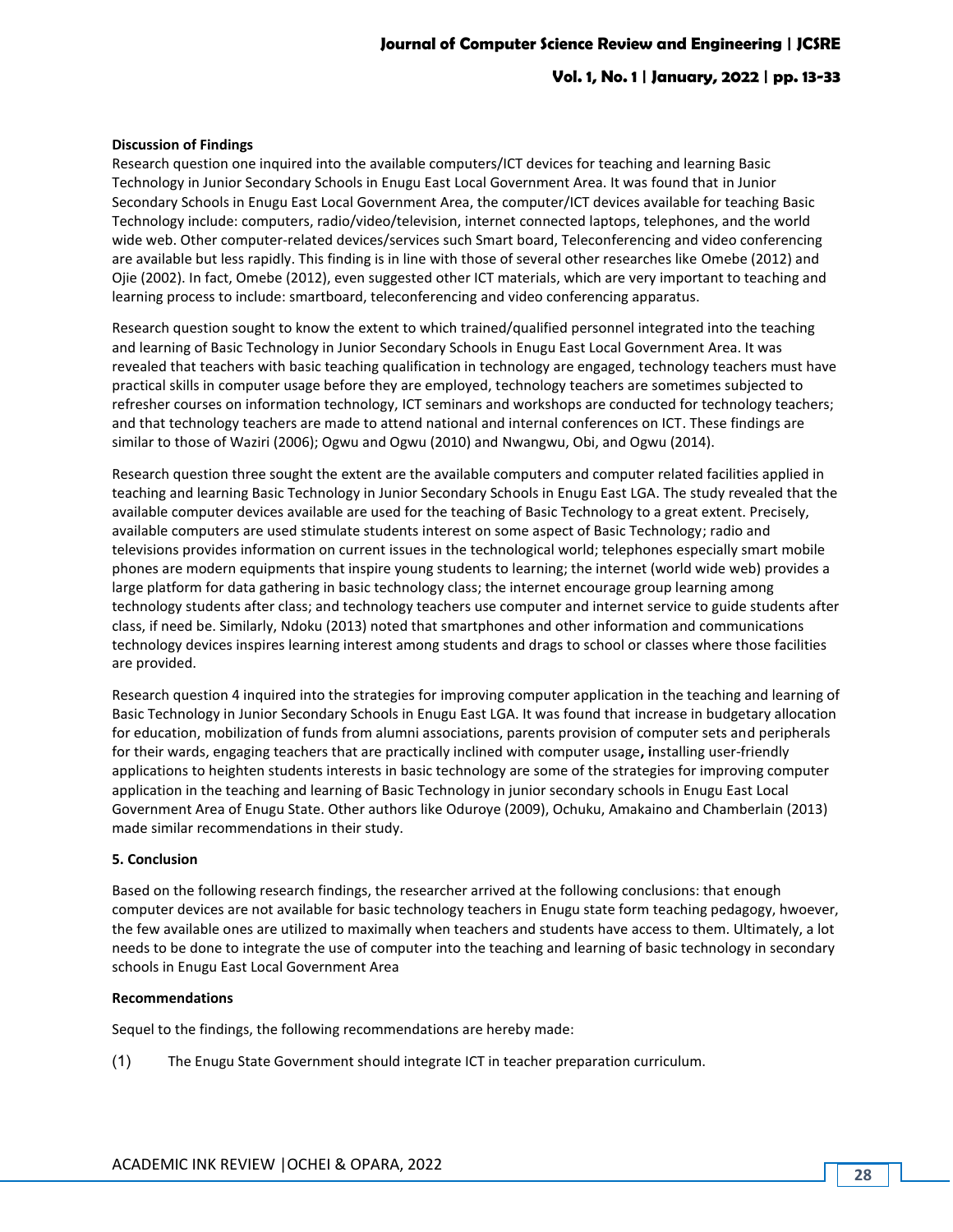**Discussion of Findings**

Research question one inquired into the available computers/ICT devices for teaching and learning Basic Technology in Junior Secondary Schools in Enugu East Local Government Area. It was found that in Junior Secondary Schools in Enugu East Local Government Area, the computer/ICT devices available for teaching Basic Technology include: computers, radio/video/television, internet connected laptops, telephones, and the world wide web. Other computer-related devices/services such Smart board, Teleconferencing and video conferencing are available but less rapidly. This finding is in line with those of several other researches like Omebe (2012) and Ojie (2002). In fact, Omebe (2012), even suggested other ICT materials, which are very important to teaching and learning process to include: smartboard, teleconferencing and video conferencing apparatus.

Research question sought to know the extent to which trained/qualified personnel integrated into the teaching and learning of Basic Technology in Junior Secondary Schools in Enugu East Local Government Area. It was revealed that teachers with basic teaching qualification in technology are engaged, technology teachers must have practical skills in computer usage before they are employed, technology teachers are sometimes subjected to refresher courses on information technology, ICT seminars and workshops are conducted for technology teachers; and that technology teachers are made to attend national and internal conferences on ICT. These findings are similar to those of Waziri (2006); Ogwu and Ogwu (2010) and Nwangwu, Obi, and Ogwu (2014).

Research question three sought the extent are the available computers and computer related facilities applied in teaching and learning Basic Technology in Junior Secondary Schools in Enugu East LGA. The study revealed that the available computer devices available are used for the teaching of Basic Technology to a great extent. Precisely, available computers are used stimulate students interest on some aspect of Basic Technology; radio and televisions provides information on current issues in the technological world; telephones especially smart mobile phones are modern equipments that inspire young students to learning; the internet (world wide web) provides a large platform for data gathering in basic technology class; the internet encourage group learning among technology students after class; and technology teachers use computer and internet service to guide students after class, if need be. Similarly, Ndoku (2013) noted that smartphones and other information and communications technology devices inspires learning interest among students and drags to school or classes where those facilities are provided.

Research question 4 inquired into the strategies for improving computer application in the teaching and learning of Basic Technology in Junior Secondary Schools in Enugu East LGA. It was found that increase in budgetary allocation for education, mobilization of funds from alumni associations, parents provision of computer sets and peripherals for their wards, engaging teachers that are practically inclined with computer usage**, i**nstalling user-friendly applications to heighten students interests in basic technology are some of the strategies for improving computer application in the teaching and learning of Basic Technology in junior secondary schools in Enugu East Local Government Area of Enugu State. Other authors like Oduroye (2009), Ochuku, Amakaino and Chamberlain (2013) made similar recommendations in their study.

**5. Conclusion**

Based on the following research findings, the researcher arrived at the following conclusions: that enough computer devices are not available for basic technology teachers in Enugu state form teaching pedagogy, hwoever, the few available ones are utilized to maximally when teachers and students have access to them. Ultimately, a lot needs to be done to integrate the use of computer into the teaching and learning of basic technology in secondary schools in Enugu East Local Government Area

**Recommendations**

Sequel to the findings, the following recommendations are hereby made:

(1) The Enugu State Government should integrate ICT in teacher preparation curriculum.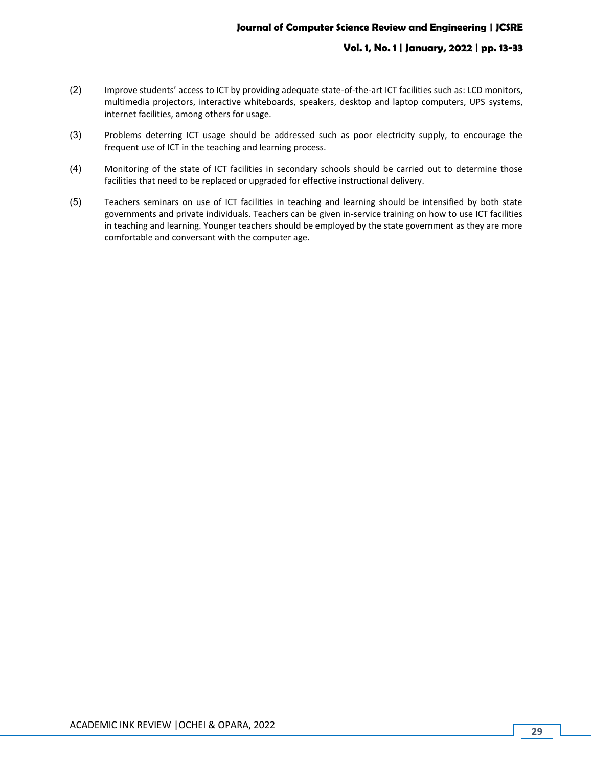(2) Improve students' access to ICT by providing adequate state-of-the-art ICT facilities such as: LCD monitors, multimedia projectors, interactive whiteboards, speakers, desktop and laptop computers, UPS systems, internet facilities, among others for usage.

(3) Problems deterring ICT usage should be addressed such as poor electricity supply, to encourage the frequent use of ICT in the teaching and learning process.

(4) Monitoring of the state of ICT facilities in secondary schools should be carried out to determine those facilities that need to be replaced or upgraded for effective instructional delivery.

(5) Teachers seminars on use of ICT facilities in teaching and learning should be intensified by both state governments and private individuals. Teachers can be given in-service training on how to use ICT facilities in teaching and learning. Younger teachers should be employed by the state government as they are more comfortable and conversant with the computer age.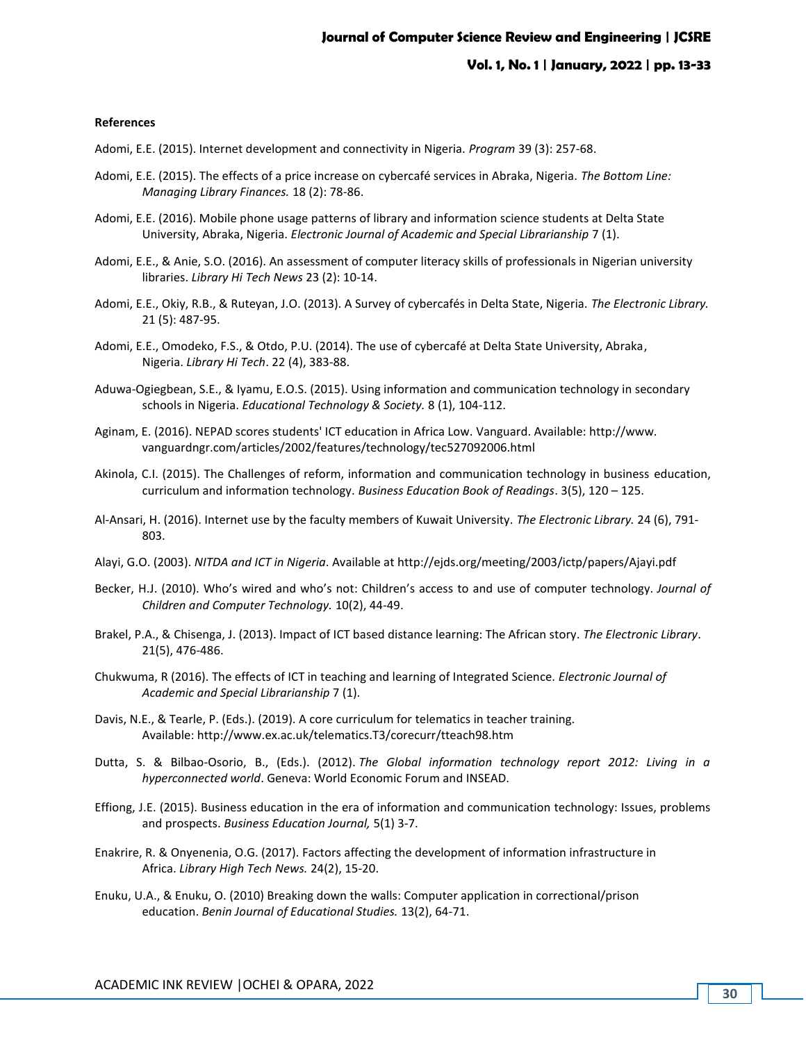**References**

Adomi, E.E. (2015). Internet development and connectivity in Nigeria. *Program* 39 (3): 257-68.

Adomi, E.E. (2015). The effects of a price increase on cybercafé services in Abraka, Nigeria. *The Bottom Line: Managing Library Finances.* 18 (2): 78-86.

Adomi, E.E. (2016). Mobile phone usage patterns of library and information science students at Delta State University, Abraka, Nigeria. *Electronic Journal of Academic and Special Librarianship* 7 (1).

Adomi, E.E., & Anie, S.O. (2016). An assessment of computer literacy skills of professionals in Nigerian university libraries. *Library Hi Tech News* 23 (2): 10-14.

Adomi, E.E., Okiy, R.B., & Ruteyan, J.O. (2013). A Survey of cybercafés in Delta State, Nigeria. *The Electronic Library.* 21 (5): 487-95.

Adomi, E.E., Omodeko, F.S., & Otdo, P.U. (2014). The use of cybercafé at Delta State University, Abraka, Nigeria. *Library Hi Tech*. 22 (4), 383-88.

Aduwa-Ogiegbean, S.E., & Iyamu, E.O.S. (2015). Using information and communication technology in secondary schools in Nigeria. *Educational Technology & Society.* 8 (1), 104-112.

Aginam, E. (2016). NEPAD scores students' ICT education in Africa Low. Vanguard. Available: http://www.vanguardngr.com/articles/2002/features/technology/tec527092006.html

Akinola, C.I. (2015). The Challenges of reform, information and communication technology in business education, curriculum and information technology. *Business Education Book of Readings*. 3(5), 120 – 125.

Al-Ansari, H. (2016). Internet use by the faculty members of Kuwait University. *The Electronic Library.* 24 (6), 791-803.

Alayi, G.O. (2003). *NITDA and ICT in Nigeria*. Available at http://ejds.org/meeting/2003/ictp/papers/Ajayi.pdf

Becker, H.J. (2010). Who's wired and who's not: Children's access to and use of computer technology. *Journal of Children and Computer Technology.* 10(2), 44-49.

Brakel, P.A., & Chisenga, J. (2013). Impact of ICT based distance learning: The African story. *The Electronic Library*. 21(5), 476-486.

Chukwuma, R (2016). The effects of ICT in teaching and learning of Integrated Science. *Electronic Journal of Academic and Special Librarianship* 7 (1).

Davis, N.E., & Tearle, P. (Eds.). (2019). A core curriculum for telematics in teacher training. Available: http://www.ex.ac.uk/telematics.T3/corecurr/tteach98.htm

Dutta, S. & Bilbao-Osorio, B., (Eds.). (2012). *The Global information technology report 2012: Living in a hyperconnected world*. Geneva: World Economic Forum and INSEAD.

Effiong, J.E. (2015). Business education in the era of information and communication technology: Issues, problems and prospects. *Business Education Journal,* 5(1) 3-7.

Enakrire, R. & Onyenenia, O.G. (2017). Factors affecting the development of information infrastructure in Africa. *Library High Tech News.* 24(2), 15-20.

Enuku, U.A., & Enuku, O. (2010) Breaking down the walls: Computer application in correctional/prison education. *Benin Journal of Educational Studies.* 13(2), 64-71.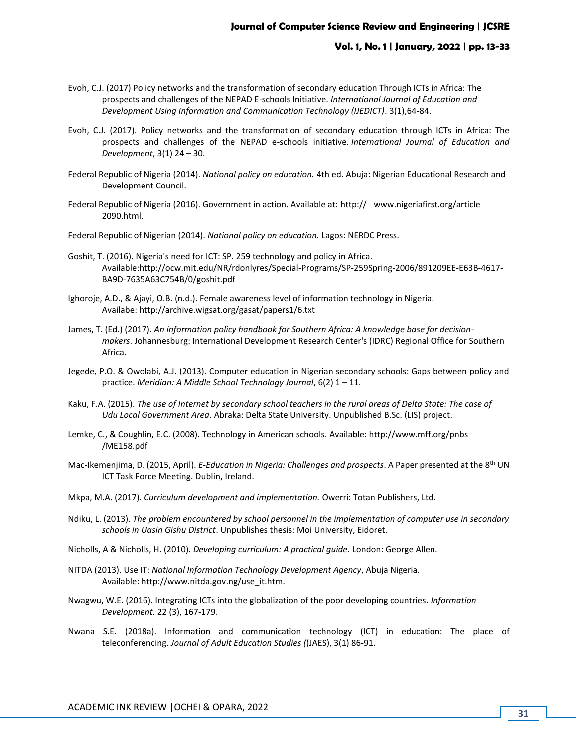Evoh, C.J. (2017) Policy networks and the transformation of secondary education Through ICTs in Africa: The prospects and challenges of the NEPAD E-schools Initiative. *International Journal of Education and Development Using Information and Communication Technology (IJEDICT)*. 3(1),64-84.

Evoh, C.J. (2017). Policy networks and the transformation of secondary education through ICTs in Africa: The prospects and challenges of the NEPAD e-schools initiative. *International Journal of Education and Development*, 3(1) 24 – 30.

Federal Republic of Nigeria (2014). *National policy on education.* 4th ed. Abuja: Nigerian Educational Research and Development Council.

Federal Republic of Nigeria (2016). Government in action. Available at: http://   www.nigeriafirst.org/article 2090.html.

Federal Republic of Nigerian (2014). *National policy on education.* Lagos: NERDC Press.

Goshit, T. (2016). Nigeria's need for ICT: SP. 259 technology and policy in Africa. Available:http://ocw.mit.edu/NR/rdonlyres/Special-Programs/SP-259Spring-2006/891209EE-E63B-4617-BA9D-7635A63C754B/0/goshit.pdf

Ighoroje, A.D., & Ajayi, O.B. (n.d.). Female awareness level of information technology in Nigeria. Availabe: http://archive.wigsat.org/gasat/papers1/6.txt

James, T. (Ed.) (2017). *An information policy handbook for Southern Africa: A knowledge base for decision-makers*. Johannesburg: International Development Research Center's (IDRC) Regional Office for Southern Africa.

Jegede, P.O. & Owolabi, A.J. (2013). Computer education in Nigerian secondary schools: Gaps between policy and practice. *Meridian: A Middle School Technology Journal*, 6(2) 1 – 11.

Kaku, F.A. (2015). *The use of Internet by secondary school teachers in the rural areas of Delta State: The case of Udu Local Government Area*. Abraka: Delta State University. Unpublished B.Sc. (LIS) project.

Lemke, C., & Coughlin, E.C. (2008). Technology in American schools. Available: http://www.mff.org/pnbs /ME158.pdf

Mac-Ikemenjima, D. (2015, April). *E-Education in Nigeria: Challenges and prospects*. A Paper presented at the 8th UN ICT Task Force Meeting. Dublin, Ireland.

Mkpa, M.A. (2017). *Curriculum development and implementation.* Owerri: Totan Publishers, Ltd.

Ndiku, L. (2013). *The problem encountered by school personnel in the implementation of computer use in secondary schools in Uasin Gishu District*. Unpublishes thesis: Moi University, Eidoret.

Nicholls, A & Nicholls, H. (2010). *Developing curriculum: A practical guide.* London: George Allen.

NITDA (2013). Use IT: *National Information Technology Development Agency*, Abuja Nigeria. Available: http://www.nitda.gov.ng/use_it.htm.

Nwagwu, W.E. (2016). Integrating ICTs into the globalization of the poor developing countries. *Information Development.* 22 (3), 167-179.

Nwana S.E. (2018a). Information and communication technology (ICT) in education: The place of teleconferencing. *Journal of Adult Education Studies (*(JAES), 3(1) 86-91.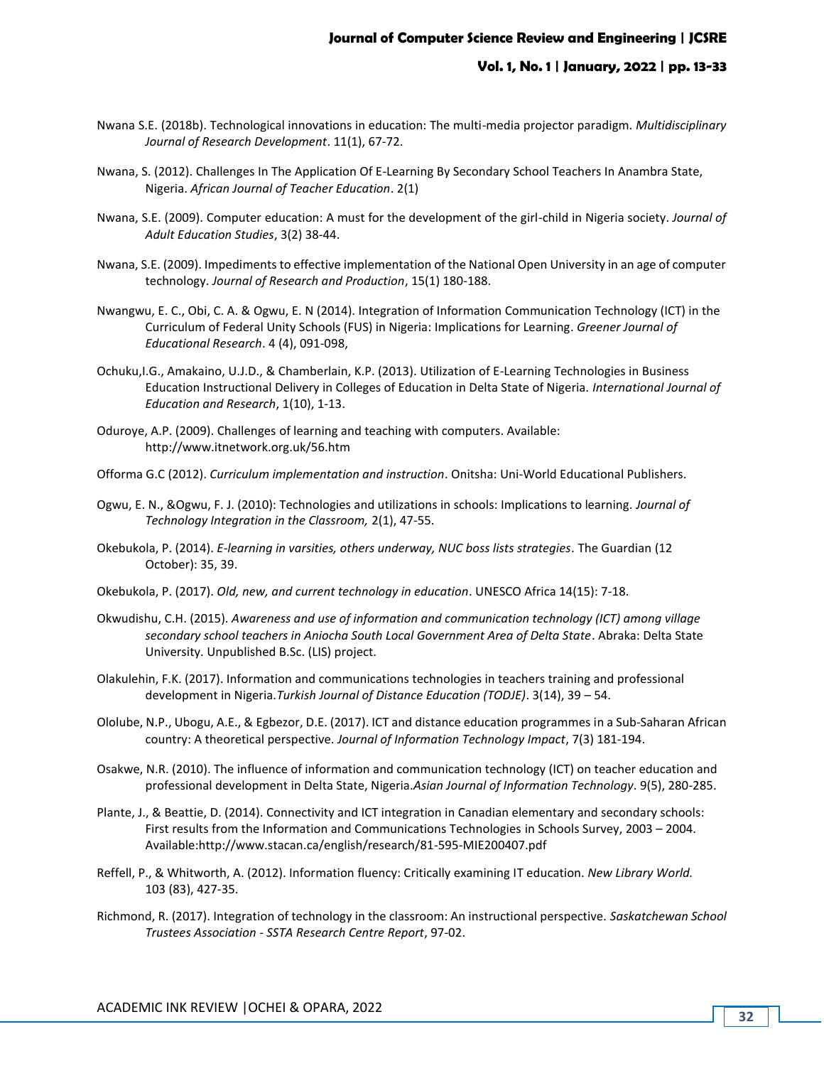Nwana S.E. (2018b). Technological innovations in education: The multi-media projector paradigm. *Multidisciplinary Journal of Research Development*. 11(1), 67-72.

Nwana, S. (2012). Challenges In The Application Of E-Learning By Secondary School Teachers In Anambra State, Nigeria. *African Journal of Teacher Education*. 2(1)

Nwana, S.E. (2009). Computer education: A must for the development of the girl-child in Nigeria society. *Journal of Adult Education Studies*, 3(2) 38-44.

Nwana, S.E. (2009). Impediments to effective implementation of the National Open University in an age of computer technology. *Journal of Research and Production*, 15(1) 180-188.

Nwangwu, E. C., Obi, C. A. & Ogwu, E. N (2014). Integration of Information Communication Technology (ICT) in the Curriculum of Federal Unity Schools (FUS) in Nigeria: Implications for Learning. *Greener Journal of Educational Research*. 4 (4), 091-098,

Ochuku,I.G., Amakaino, U.J.D., & Chamberlain, K.P. (2013). Utilization of E-Learning Technologies in Business Education Instructional Delivery in Colleges of Education in Delta State of Nigeria. *International Journal of Education and Research*, 1(10), 1-13.

Oduroye, A.P. (2009). Challenges of learning and teaching with computers. Available: http://www.itnetwork.org.uk/56.htm

Offorma G.C (2012). *Curriculum implementation and instruction*. Onitsha: Uni-World Educational Publishers.

Ogwu, E. N., &Ogwu, F. J. (2010): Technologies and utilizations in schools: Implications to learning. *Journal of Technology Integration in the Classroom,* 2(1), 47-55.

Okebukola, P. (2014). *E-learning in varsities, others underway, NUC boss lists strategies*. The Guardian (12 October): 35, 39.

Okebukola, P. (2017). *Old, new, and current technology in education*. UNESCO Africa 14(15): 7-18.

Okwudishu, C.H. (2015). *Awareness and use of information and communication technology (ICT) among village secondary school teachers in Aniocha South Local Government Area of Delta State*. Abraka: Delta State University. Unpublished B.Sc. (LIS) project.

Olakulehin, F.K. (2017). Information and communications technologies in teachers training and professional development in Nigeria.*Turkish Journal of Distance Education (TODJE)*. 3(14), 39 – 54.

Ololube, N.P., Ubogu, A.E., & Egbezor, D.E. (2017). ICT and distance education programmes in a Sub-Saharan African country: A theoretical perspective. *Journal of Information Technology Impact*, 7(3) 181-194.

Osakwe, N.R. (2010). The influence of information and communication technology (ICT) on teacher education and professional development in Delta State, Nigeria.*Asian Journal of Information Technology*. 9(5), 280-285.

Plante, J., & Beattie, D. (2014). Connectivity and ICT integration in Canadian elementary and secondary schools: First results from the Information and Communications Technologies in Schools Survey, 2003 – 2004. Available:http://www.stacan.ca/english/research/81-595-MIE200407.pdf

Reffell, P., & Whitworth, A. (2012). Information fluency: Critically examining IT education. *New Library World.* 103 (83), 427-35.

Richmond, R. (2017). Integration of technology in the classroom: An instructional perspective. *Saskatchewan School Trustees Association - SSTA Research Centre Report*, 97-02.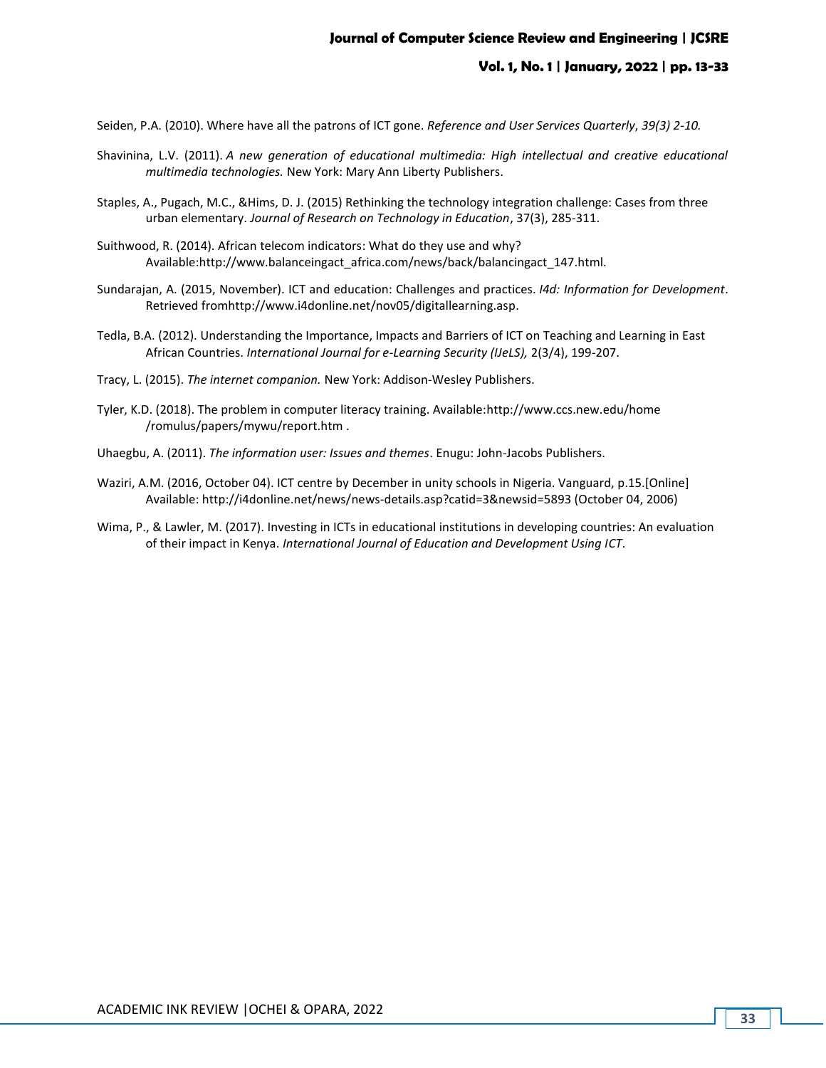Seiden, P.A. (2010). Where have all the patrons of ICT gone. *Reference and User Services Quarterly*, *39(3) 2-10.*

Shavinina, L.V. (2011). *A new generation of educational multimedia: High intellectual and creative educational multimedia technologies.* New York: Mary Ann Liberty Publishers.

Staples, A., Pugach, M.C., &Hims, D. J. (2015) Rethinking the technology integration challenge: Cases from three urban elementary. *Journal of Research on Technology in Education*, 37(3), 285-311.

Suithwood, R. (2014). African telecom indicators: What do they use and why? Available:http://www.balanceingact_africa.com/news/back/balancingact_147.html.

Sundarajan, A. (2015, November). ICT and education: Challenges and practices. *I4d: Information for Development*. Retrieved fromhttp://www.i4donline.net/nov05/digitallearning.asp.

Tedla, B.A. (2012). Understanding the Importance, Impacts and Barriers of ICT on Teaching and Learning in East African Countries. *International Journal for e-Learning Security (IJeLS),* 2(3/4), 199-207.

Tracy, L. (2015). *The internet companion.* New York: Addison-Wesley Publishers.

Tyler, K.D. (2018). The problem in computer literacy training. Available:http://www.ccs.new.edu/home /romulus/papers/mywu/report.htm .

Uhaegbu, A. (2011). *The information user: Issues and themes*. Enugu: John-Jacobs Publishers.

Waziri, A.M. (2016, October 04). ICT centre by December in unity schools in Nigeria. Vanguard, p.15.[Online] Available: http://i4donline.net/news/news-details.asp?catid=3&newsid=5893 (October 04, 2006)

Wima, P., & Lawler, M. (2017). Investing in ICTs in educational institutions in developing countries: An evaluation of their impact in Kenya. *International Journal of Education and Development Using ICT*.